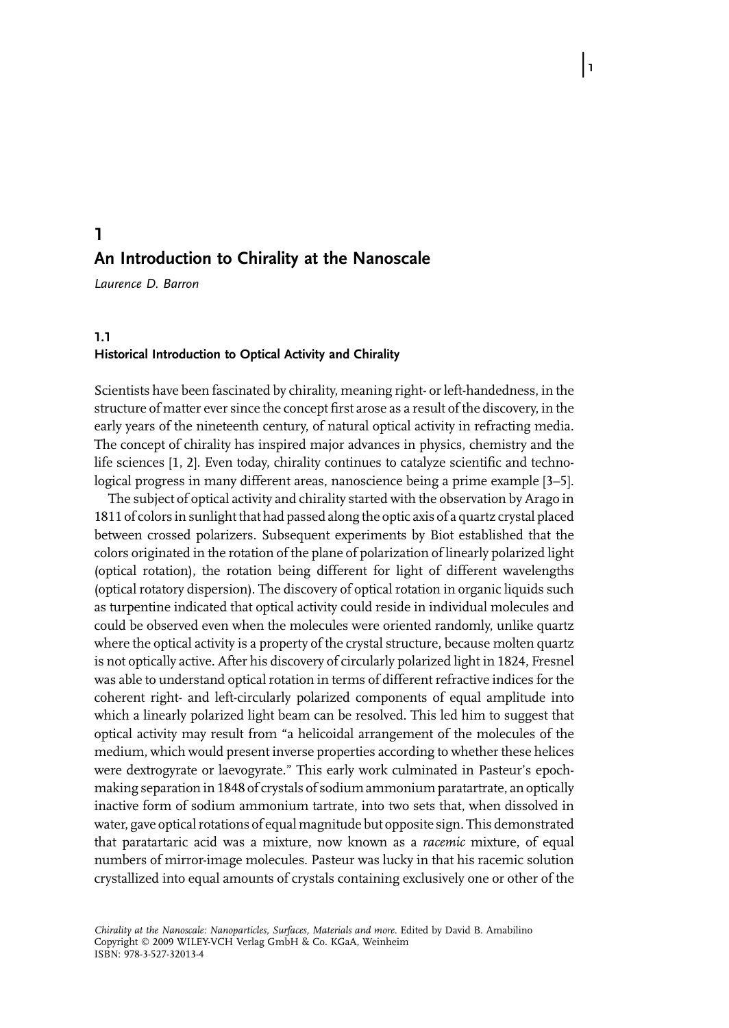# 1 An Introduction to Chirality at the Nanoscale

*Laurence D. Barron*

## 1.1 Historical Introduction to Optical Activity and Chirality

Scientists have been fascinated by chirality, meaning right- or left-handedness, in the structure of matter ever since the concept first arose as a result of the discovery, in the early years of the nineteenth century, of natural optical activity in refracting media. The concept of chirality has inspired major advances in physics, chemistry and the life sciences [1, 2]. Even today, chirality continues to catalyze scientific and technological progress in many different areas, nanoscience being a prime example [3–5].

The subject of optical activity and chirality started with the observation by Arago in 1811 of colors in sunlight that had passed along the optic axis of a quartz crystal placed between crossed polarizers. Subsequent experiments by Biot established that the colors originated in the rotation of the plane of polarization of linearly polarized light (optical rotation), the rotation being different for light of different wavelengths (optical rotatory dispersion). The discovery of optical rotation in organic liquids such as turpentine indicated that optical activity could reside in individual molecules and could be observed even when the molecules were oriented randomly, unlike quartz where the optical activity is a property of the crystal structure, because molten quartz is not optically active. After his discovery of circularly polarized light in 1824, Fresnel was able to understand optical rotation in terms of different refractive indices for the coherent right- and left-circularly polarized components of equal amplitude into which a linearly polarized light beam can be resolved. This led him to suggest that optical activity may result from "a helicoidal arrangement of the molecules of the medium, which would present inverse properties according to whether these helices were dextrogyrate or laevogyrate." This early work culminated in Pasteur's epoch-making separation in 1848 of crystals of sodium ammonium paratartrate, an optically inactive form of sodium ammonium tartrate, into two sets that, when dissolved in water, gave optical rotations of equal magnitude but opposite sign. This demonstrated that paratartaric acid was a mixture, now known as a *racemic* mixture, of equal numbers of mirror-image molecules. Pasteur was lucky in that his racemic solution crystallized into equal amounts of crystals containing exclusively one or other of the

*Chirality at the Nanoscale: Nanoparticles, Surfaces, Materials and more.* Edited by David B. Amabilino
Copyright © 2009 WILEY-VCH Verlag GmbH & Co. KGaA, Weinheim
ISBN: 978-3-527-32013-4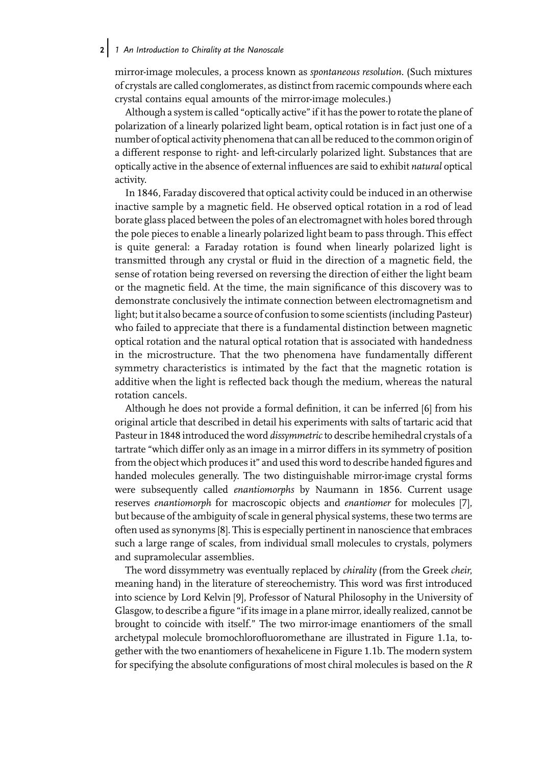mirror-image molecules, a process known as *spontaneous resolution*. (Such mixtures of crystals are called conglomerates, as distinct from racemic compounds where each crystal contains equal amounts of the mirror-image molecules.)

Although a system is called "optically active" if it has the power to rotate the plane of polarization of a linearly polarized light beam, optical rotation is in fact just one of a number of optical activity phenomena that can all be reduced to the common origin of a different response to right- and left-circularly polarized light. Substances that are optically active in the absence of external influences are said to exhibit *natural* optical activity.

In 1846, Faraday discovered that optical activity could be induced in an otherwise inactive sample by a magnetic field. He observed optical rotation in a rod of lead borate glass placed between the poles of an electromagnet with holes bored through the pole pieces to enable a linearly polarized light beam to pass through. This effect is quite general: a Faraday rotation is found when linearly polarized light is transmitted through any crystal or fluid in the direction of a magnetic field, the sense of rotation being reversed on reversing the direction of either the light beam or the magnetic field. At the time, the main significance of this discovery was to demonstrate conclusively the intimate connection between electromagnetism and light; but it also became a source of confusion to some scientists (including Pasteur) who failed to appreciate that there is a fundamental distinction between magnetic optical rotation and the natural optical rotation that is associated with handedness in the microstructure. That the two phenomena have fundamentally different symmetry characteristics is intimated by the fact that the magnetic rotation is additive when the light is reflected back though the medium, whereas the natural rotation cancels.

Although he does not provide a formal definition, it can be inferred [6] from his original article that described in detail his experiments with salts of tartaric acid that Pasteur in 1848 introduced the word *dissymmetric* to describe hemihedral crystals of a tartrate "which differ only as an image in a mirror differs in its symmetry of position from the object which produces it" and used this word to describe handed figures and handed molecules generally. The two distinguishable mirror-image crystal forms were subsequently called *enantiomorphs* by Naumann in 1856. Current usage reserves *enantiomorph* for macroscopic objects and *enantiomer* for molecules [7], but because of the ambiguity of scale in general physical systems, these two terms are often used as synonyms [8]. This is especially pertinent in nanoscience that embraces such a large range of scales, from individual small molecules to crystals, polymers and supramolecular assemblies.

The word dissymmetry was eventually replaced by *chirality* (from the Greek *cheir*, meaning hand) in the literature of stereochemistry. This word was first introduced into science by Lord Kelvin [9], Professor of Natural Philosophy in the University of Glasgow, to describe a figure "if its image in a plane mirror, ideally realized, cannot be brought to coincide with itself." The two mirror-image enantiomers of the small archetypal molecule bromochlorofluoromethane are illustrated in Figure 1.1a, together with the two enantiomers of hexahelicene in Figure 1.1b. The modern system for specifying the absolute configurations of most chiral molecules is based on the *R*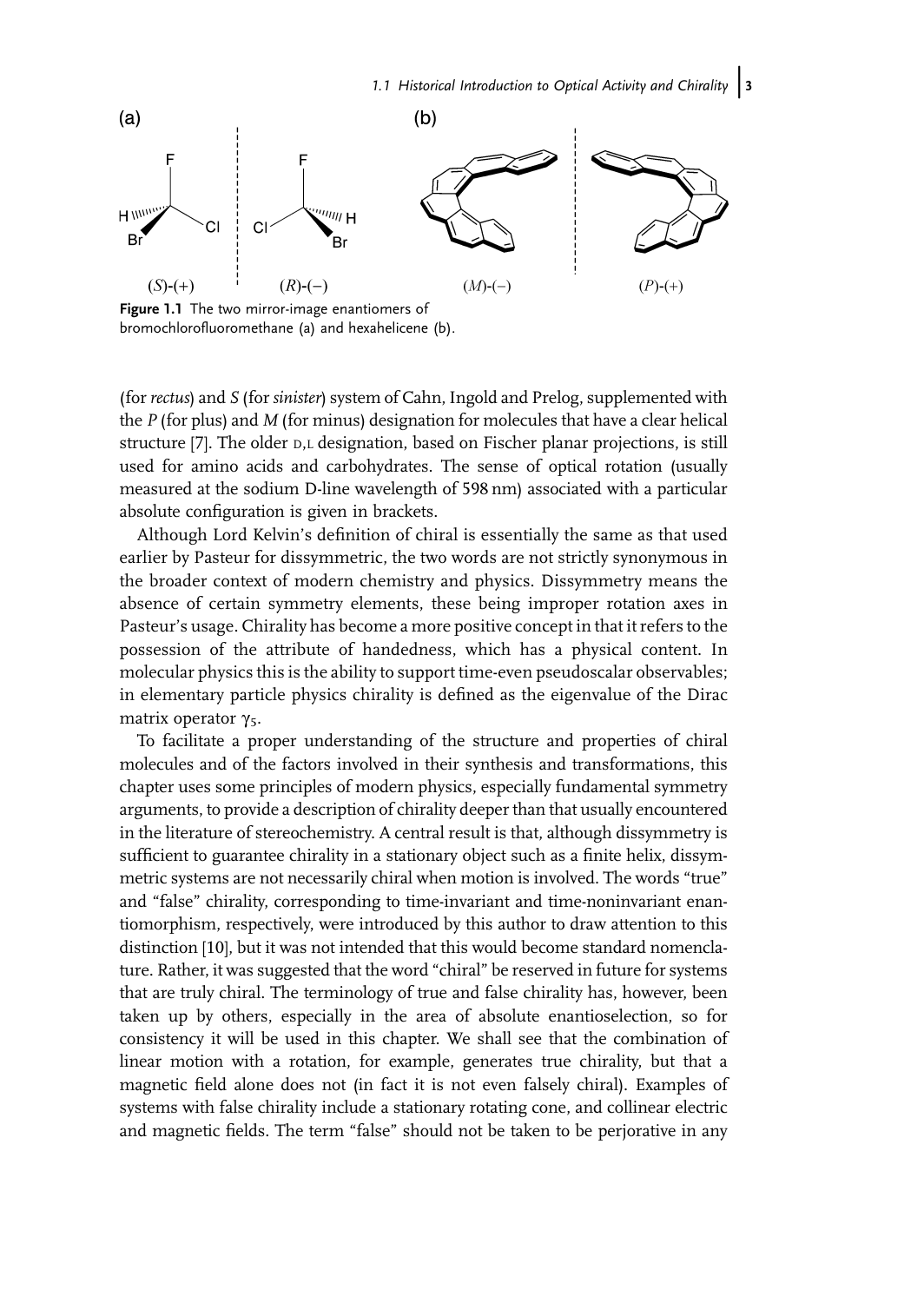(a)

F

H Cl Br

(S)-(+)

F

Cl H Br

(R)-(−)

(b)

(M)-(−)

(P)-(+)

**Figure 1.1** The two mirror-image enantiomers of bromochlorofluoromethane (a) and hexahelicene (b).

(for *rectus*) and *S* (for *sinister*) system of Cahn, Ingold and Prelog, supplemented with the *P* (for plus) and *M* (for minus) designation for molecules that have a clear helical structure [7]. The older D,L designation, based on Fischer planar projections, is still used for amino acids and carbohydrates. The sense of optical rotation (usually measured at the sodium D-line wavelength of 598 nm) associated with a particular absolute configuration is given in brackets.

Although Lord Kelvin's definition of chiral is essentially the same as that used earlier by Pasteur for dissymmetric, the two words are not strictly synonymous in the broader context of modern chemistry and physics. Dissymmetry means the absence of certain symmetry elements, these being improper rotation axes in Pasteur's usage. Chirality has become a more positive concept in that it refers to the possession of the attribute of handedness, which has a physical content. In molecular physics this is the ability to support time-even pseudoscalar observables; in elementary particle physics chirality is defined as the eigenvalue of the Dirac matrix operator $\gamma_5$.

To facilitate a proper understanding of the structure and properties of chiral molecules and of the factors involved in their synthesis and transformations, this chapter uses some principles of modern physics, especially fundamental symmetry arguments, to provide a description of chirality deeper than that usually encountered in the literature of stereochemistry. A central result is that, although dissymmetry is sufficient to guarantee chirality in a stationary object such as a finite helix, dissymmetric systems are not necessarily chiral when motion is involved. The words "true" and "false" chirality, corresponding to time-invariant and time-noninvariant enantiomorphism, respectively, were introduced by this author to draw attention to this distinction [10], but it was not intended that this would become standard nomenclature. Rather, it was suggested that the word "chiral" be reserved in future for systems that are truly chiral. The terminology of true and false chirality has, however, been taken up by others, especially in the area of absolute enantioselection, so for consistency it will be used in this chapter. We shall see that the combination of linear motion with a rotation, for example, generates true chirality, but that a magnetic field alone does not (in fact it is not even falsely chiral). Examples of systems with false chirality include a stationary rotating cone, and collinear electric and magnetic fields. The term "false" should not be taken to be perjorative in any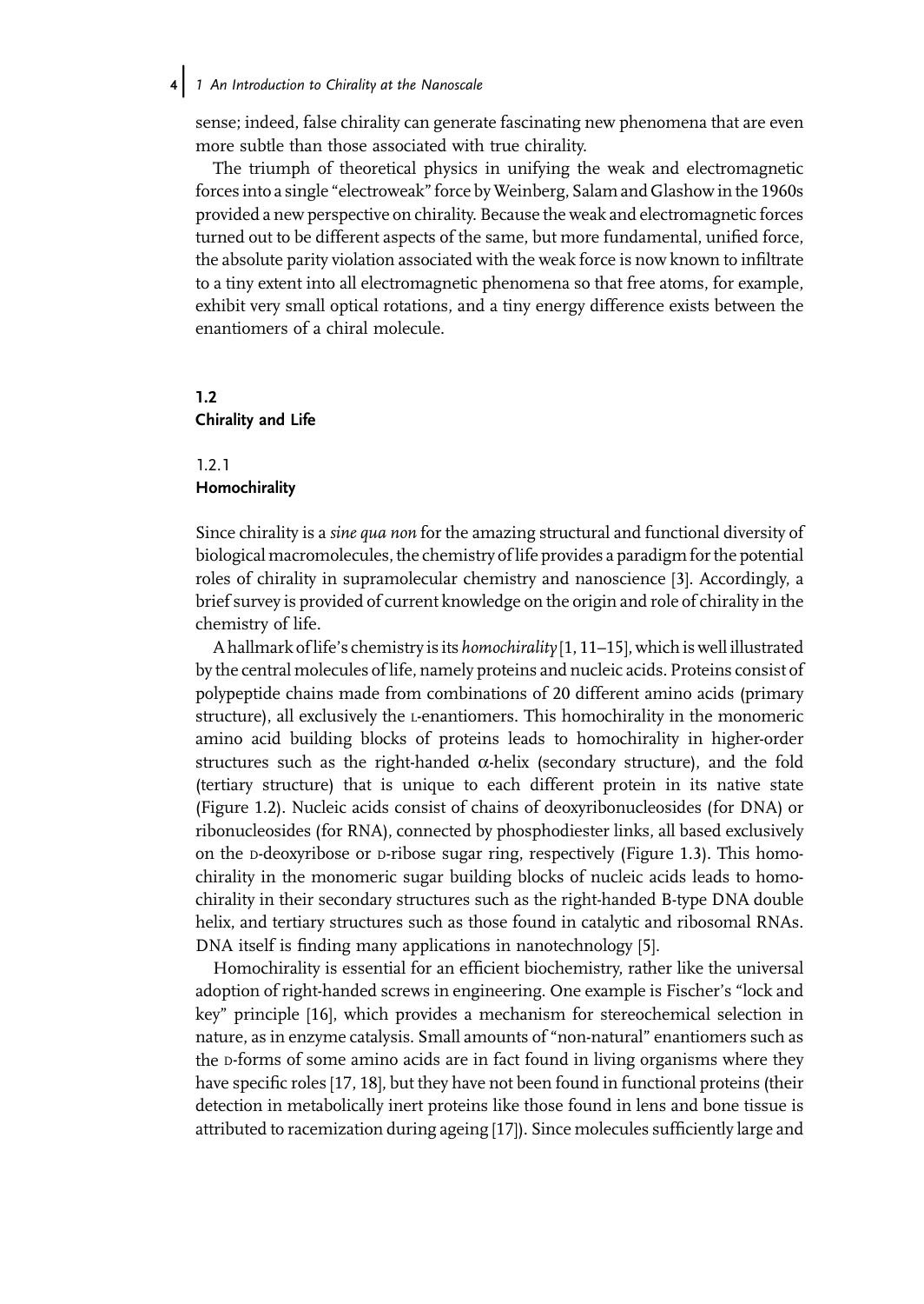sense; indeed, false chirality can generate fascinating new phenomena that are even more subtle than those associated with true chirality.

The triumph of theoretical physics in unifying the weak and electromagnetic forces into a single "electroweak" force by Weinberg, Salam and Glashow in the 1960s provided a new perspective on chirality. Because the weak and electromagnetic forces turned out to be different aspects of the same, but more fundamental, unified force, the absolute parity violation associated with the weak force is now known to infiltrate to a tiny extent into all electromagnetic phenomena so that free atoms, for example, exhibit very small optical rotations, and a tiny energy difference exists between the enantiomers of a chiral molecule.

## 1.2 Chirality and Life

### 1.2.1 Homochirality

Since chirality is a *sine qua non* for the amazing structural and functional diversity of biological macromolecules, the chemistry of life provides a paradigm for the potential roles of chirality in supramolecular chemistry and nanoscience [3]. Accordingly, a brief survey is provided of current knowledge on the origin and role of chirality in the chemistry of life.

A hallmark of life's chemistry is its *homochirality* [1, 11–15], which is well illustrated by the central molecules of life, namely proteins and nucleic acids. Proteins consist of polypeptide chains made from combinations of 20 different amino acids (primary structure), all exclusively the L-enantiomers. This homochirality in the monomeric amino acid building blocks of proteins leads to homochirality in higher-order structures such as the right-handed $\alpha$-helix (secondary structure), and the fold (tertiary structure) that is unique to each different protein in its native state (Figure 1.2). Nucleic acids consist of chains of deoxyribonucleosides (for DNA) or ribonucleosides (for RNA), connected by phosphodiester links, all based exclusively on the D-deoxyribose or D-ribose sugar ring, respectively (Figure 1.3). This homochirality in the monomeric sugar building blocks of nucleic acids leads to homochirality in their secondary structures such as the right-handed B-type DNA double helix, and tertiary structures such as those found in catalytic and ribosomal RNAs. DNA itself is finding many applications in nanotechnology [5].

Homochirality is essential for an efficient biochemistry, rather like the universal adoption of right-handed screws in engineering. One example is Fischer's "lock and key" principle [16], which provides a mechanism for stereochemical selection in nature, as in enzyme catalysis. Small amounts of "non-natural" enantiomers such as the D-forms of some amino acids are in fact found in living organisms where they have specific roles [17, 18], but they have not been found in functional proteins (their detection in metabolically inert proteins like those found in lens and bone tissue is attributed to racemization during ageing [17]). Since molecules sufficiently large and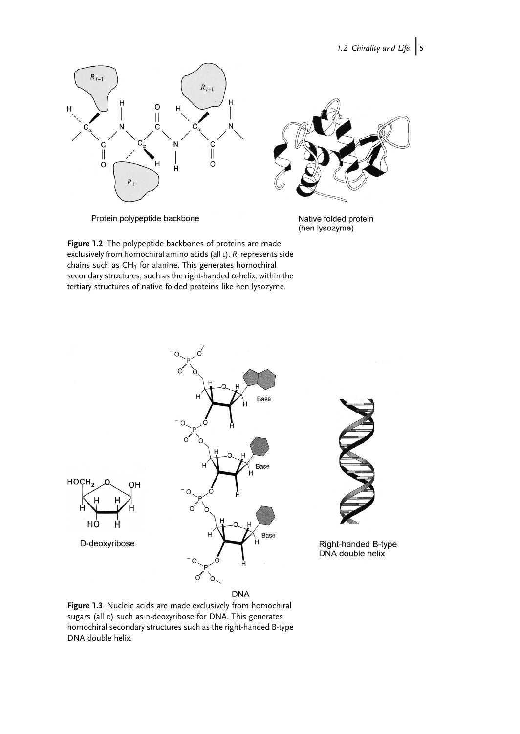Protein polypeptide backbone

Native folded protein (hen lysozyme)

**Figure 1.2** The polypeptide backbones of proteins are made exclusively from homochiral amino acids (all L). $R_i$ represents side chains such as $CH_3$ for alanine. This generates homochiral secondary structures, such as the right-handed α-helix, within the tertiary structures of native folded proteins like hen lysozyme.

D-deoxyribose

DNA

Right-handed B-type DNA double helix

**Figure 1.3** Nucleic acids are made exclusively from homochiral sugars (all D) such as D-deoxyribose for DNA. This generates homochiral secondary structures such as the right-handed B-type DNA double helix.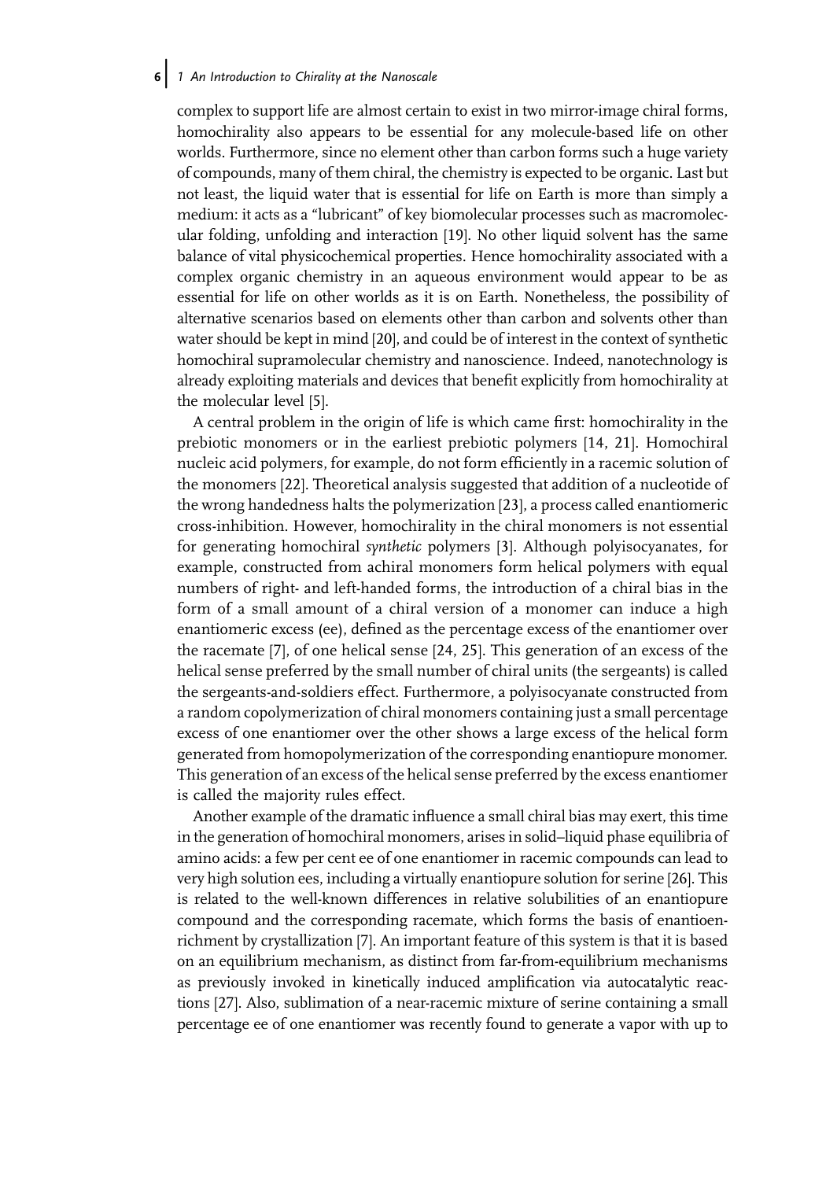complex to support life are almost certain to exist in two mirror-image chiral forms, homochirality also appears to be essential for any molecule-based life on other worlds. Furthermore, since no element other than carbon forms such a huge variety of compounds, many of them chiral, the chemistry is expected to be organic. Last but not least, the liquid water that is essential for life on Earth is more than simply a medium: it acts as a "lubricant" of key biomolecular processes such as macromolecular folding, unfolding and interaction [19]. No other liquid solvent has the same balance of vital physicochemical properties. Hence homochirality associated with a complex organic chemistry in an aqueous environment would appear to be as essential for life on other worlds as it is on Earth. Nonetheless, the possibility of alternative scenarios based on elements other than carbon and solvents other than water should be kept in mind [20], and could be of interest in the context of synthetic homochiral supramolecular chemistry and nanoscience. Indeed, nanotechnology is already exploiting materials and devices that benefit explicitly from homochirality at the molecular level [5].

A central problem in the origin of life is which came first: homochirality in the prebiotic monomers or in the earliest prebiotic polymers [14, 21]. Homochiral nucleic acid polymers, for example, do not form efficiently in a racemic solution of the monomers [22]. Theoretical analysis suggested that addition of a nucleotide of the wrong handedness halts the polymerization [23], a process called enantiomeric cross-inhibition. However, homochirality in the chiral monomers is not essential for generating homochiral *synthetic* polymers [3]. Although polyisocyanates, for example, constructed from achiral monomers form helical polymers with equal numbers of right- and left-handed forms, the introduction of a chiral bias in the form of a small amount of a chiral version of a monomer can induce a high enantiomeric excess (ee), defined as the percentage excess of the enantiomer over the racemate [7], of one helical sense [24, 25]. This generation of an excess of the helical sense preferred by the small number of chiral units (the sergeants) is called the sergeants-and-soldiers effect. Furthermore, a polyisocyanate constructed from a random copolymerization of chiral monomers containing just a small percentage excess of one enantiomer over the other shows a large excess of the helical form generated from homopolymerization of the corresponding enantiopure monomer. This generation of an excess of the helical sense preferred by the excess enantiomer is called the majority rules effect.

Another example of the dramatic influence a small chiral bias may exert, this time in the generation of homochiral monomers, arises in solid–liquid phase equilibria of amino acids: a few per cent ee of one enantiomer in racemic compounds can lead to very high solution ees, including a virtually enantiopure solution for serine [26]. This is related to the well-known differences in relative solubilities of an enantiopure compound and the corresponding racemate, which forms the basis of enantioenrichment by crystallization [7]. An important feature of this system is that it is based on an equilibrium mechanism, as distinct from far-from-equilibrium mechanisms as previously invoked in kinetically induced amplification via autocatalytic reactions [27]. Also, sublimation of a near-racemic mixture of serine containing a small percentage ee of one enantiomer was recently found to generate a vapor with up to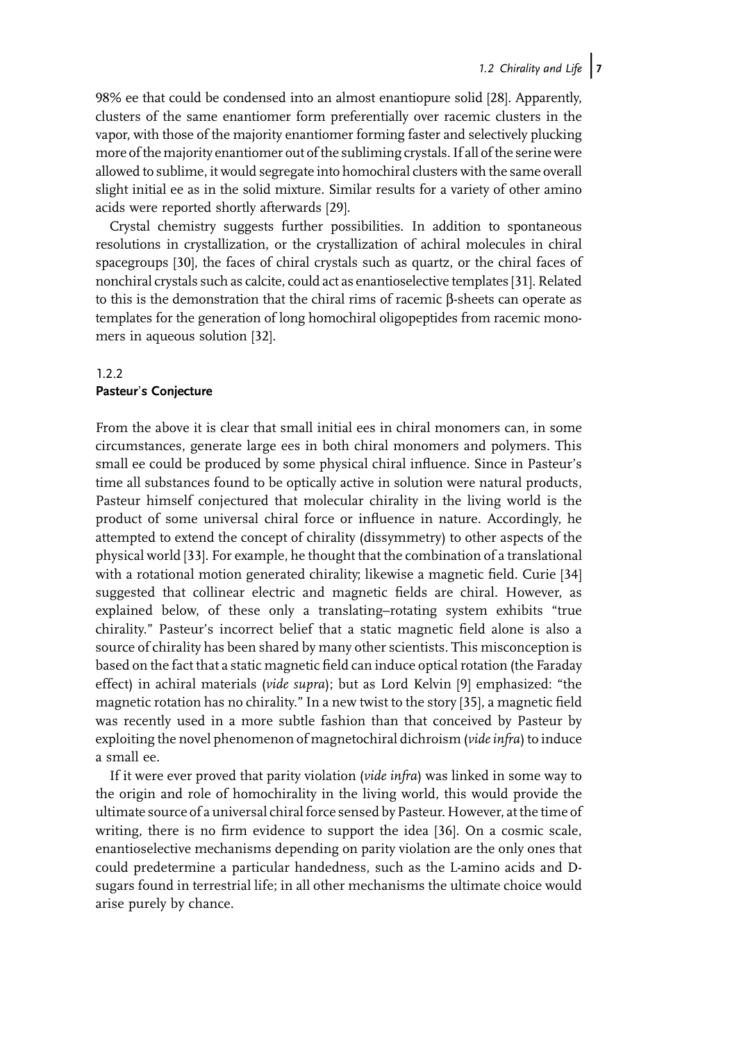98% ee that could be condensed into an almost enantiopure solid [28]. Apparently, clusters of the same enantiomer form preferentially over racemic clusters in the vapor, with those of the majority enantiomer forming faster and selectively plucking more of the majority enantiomer out of the subliming crystals. If all of the serine were allowed to sublime, it would segregate into homochiral clusters with the same overall slight initial ee as in the solid mixture. Similar results for a variety of other amino acids were reported shortly afterwards [29].

Crystal chemistry suggests further possibilities. In addition to spontaneous resolutions in crystallization, or the crystallization of achiral molecules in chiral spacegroups [30], the faces of chiral crystals such as quartz, or the chiral faces of nonchiral crystals such as calcite, could act as enantioselective templates [31]. Related to this is the demonstration that the chiral rims of racemic β-sheets can operate as templates for the generation of long homochiral oligopeptides from racemic monomers in aqueous solution [32].

### 1.2.2
### Pasteur's Conjecture

From the above it is clear that small initial ees in chiral monomers can, in some circumstances, generate large ees in both chiral monomers and polymers. This small ee could be produced by some physical chiral influence. Since in Pasteur's time all substances found to be optically active in solution were natural products, Pasteur himself conjectured that molecular chirality in the living world is the product of some universal chiral force or influence in nature. Accordingly, he attempted to extend the concept of chirality (dissymmetry) to other aspects of the physical world [33]. For example, he thought that the combination of a translational with a rotational motion generated chirality; likewise a magnetic field. Curie [34] suggested that collinear electric and magnetic fields are chiral. However, as explained below, of these only a translating–rotating system exhibits "true chirality." Pasteur's incorrect belief that a static magnetic field alone is also a source of chirality has been shared by many other scientists. This misconception is based on the fact that a static magnetic field can induce optical rotation (the Faraday effect) in achiral materials (*vide supra*); but as Lord Kelvin [9] emphasized: "the magnetic rotation has no chirality." In a new twist to the story [35], a magnetic field was recently used in a more subtle fashion than that conceived by Pasteur by exploiting the novel phenomenon of magnetochiral dichroism (*vide infra*) to induce a small ee.

If it were ever proved that parity violation (*vide infra*) was linked in some way to the origin and role of homochirality in the living world, this would provide the ultimate source of a universal chiral force sensed by Pasteur. However, at the time of writing, there is no firm evidence to support the idea [36]. On a cosmic scale, enantioselective mechanisms depending on parity violation are the only ones that could predetermine a particular handedness, such as the L-amino acids and D-sugars found in terrestrial life; in all other mechanisms the ultimate choice would arise purely by chance.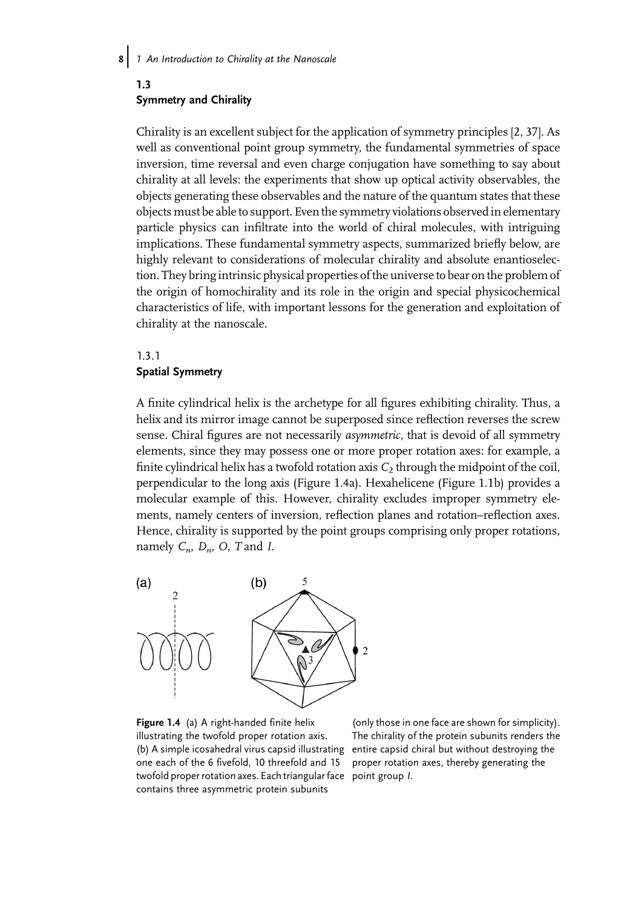## 1.3 Symmetry and Chirality

Chirality is an excellent subject for the application of symmetry principles [2, 37]. As well as conventional point group symmetry, the fundamental symmetries of space inversion, time reversal and even charge conjugation have something to say about chirality at all levels: the experiments that show up optical activity observables, the objects generating these observables and the nature of the quantum states that these objects must be able to support. Even the symmetry violations observed in elementary particle physics can infiltrate into the world of chiral molecules, with intriguing implications. These fundamental symmetry aspects, summarized briefly below, are highly relevant to considerations of molecular chirality and absolute enantioselection. They bring intrinsic physical properties of the universe to bear on the problem of the origin of homochirality and its role in the origin and special physicochemical characteristics of life, with important lessons for the generation and exploitation of chirality at the nanoscale.

### 1.3.1 Spatial Symmetry

A finite cylindrical helix is the archetype for all figures exhibiting chirality. Thus, a helix and its mirror image cannot be superposed since reflection reverses the screw sense. Chiral figures are not necessarily *asymmetric*, that is devoid of all symmetry elements, since they may possess one or more proper rotation axes: for example, a finite cylindrical helix has a twofold rotation axis $C_2$ through the midpoint of the coil, perpendicular to the long axis (Figure 1.4a). Hexahelicene (Figure 1.1b) provides a molecular example of this. However, chirality excludes improper symmetry elements, namely centers of inversion, reflection planes and rotation–reflection axes. Hence, chirality is supported by the point groups comprising only proper rotations, namely $C_n$, $D_n$, $O$, $T$ and $I$.

**Figure 1.4** (a) A right-handed finite helix illustrating the twofold proper rotation axis. (b) A simple icosahedral virus capsid illustrating one each of the 6 fivefold, 10 threefold and 15 twofold proper rotation axes. Each triangular face contains three asymmetric protein subunits (only those in one face are shown for simplicity). The chirality of the protein subunits renders the entire capsid chiral but without destroying the proper rotation axes, thereby generating the point group $I$.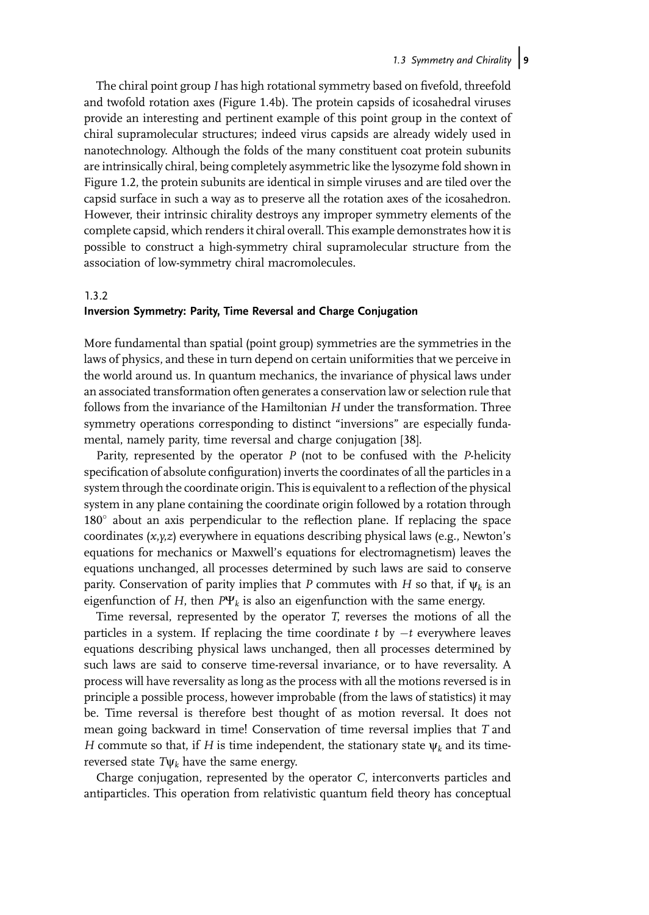The chiral point group *I* has high rotational symmetry based on fivefold, threefold and twofold rotation axes (Figure 1.4b). The protein capsids of icosahedral viruses provide an interesting and pertinent example of this point group in the context of chiral supramolecular structures; indeed virus capsids are already widely used in nanotechnology. Although the folds of the many constituent coat protein subunits are intrinsically chiral, being completely asymmetric like the lysozyme fold shown in Figure 1.2, the protein subunits are identical in simple viruses and are tiled over the capsid surface in such a way as to preserve all the rotation axes of the icosahedron. However, their intrinsic chirality destroys any improper symmetry elements of the complete capsid, which renders it chiral overall. This example demonstrates how it is possible to construct a high-symmetry chiral supramolecular structure from the association of low-symmetry chiral macromolecules.

### 1.3.2
### Inversion Symmetry: Parity, Time Reversal and Charge Conjugation

More fundamental than spatial (point group) symmetries are the symmetries in the laws of physics, and these in turn depend on certain uniformities that we perceive in the world around us. In quantum mechanics, the invariance of physical laws under an associated transformation often generates a conservation law or selection rule that follows from the invariance of the Hamiltonian *H* under the transformation. Three symmetry operations corresponding to distinct "inversions" are especially fundamental, namely parity, time reversal and charge conjugation [38].

Parity, represented by the operator *P* (not to be confused with the *P*-helicity specification of absolute configuration) inverts the coordinates of all the particles in a system through the coordinate origin. This is equivalent to a reflection of the physical system in any plane containing the coordinate origin followed by a rotation through 180° about an axis perpendicular to the reflection plane. If replacing the space coordinates $(x,y,z)$ everywhere in equations describing physical laws (e.g., Newton's equations for mechanics or Maxwell's equations for electromagnetism) leaves the equations unchanged, all processes determined by such laws are said to conserve parity. Conservation of parity implies that *P* commutes with *H* so that, if $\psi_k$ is an eigenfunction of *H*, then $P\Psi_k$ is also an eigenfunction with the same energy.

Time reversal, represented by the operator *T*, reverses the motions of all the particles in a system. If replacing the time coordinate $t$ by $-t$ everywhere leaves equations describing physical laws unchanged, then all processes determined by such laws are said to conserve time-reversal invariance, or to have reversality. A process will have reversality as long as the process with all the motions reversed is in principle a possible process, however improbable (from the laws of statistics) it may be. Time reversal is therefore best thought of as motion reversal. It does not mean going backward in time! Conservation of time reversal implies that *T* and *H* commute so that, if *H* is time independent, the stationary state $\psi_k$ and its time-reversed state $T\psi_k$ have the same energy.

Charge conjugation, represented by the operator *C*, interconverts particles and antiparticles. This operation from relativistic quantum field theory has conceptual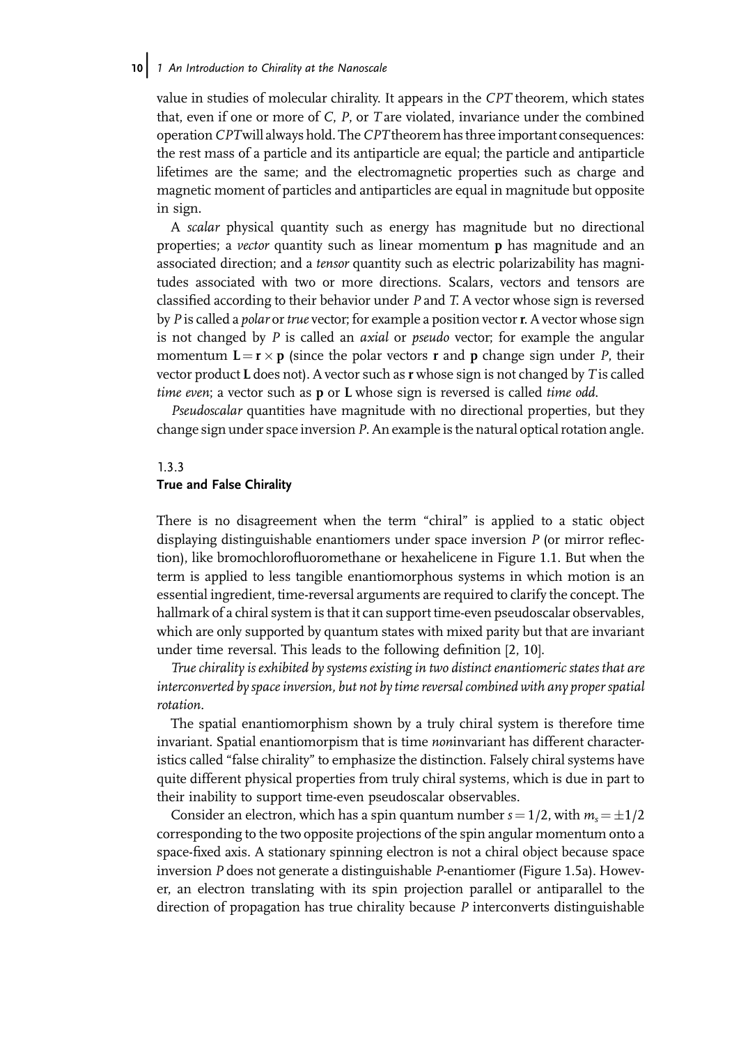value in studies of molecular chirality. It appears in the *CPT* theorem, which states that, even if one or more of *C*, *P*, or *T* are violated, invariance under the combined operation *CPT* will always hold. The *CPT* theorem has three important consequences: the rest mass of a particle and its antiparticle are equal; the particle and antiparticle lifetimes are the same; and the electromagnetic properties such as charge and magnetic moment of particles and antiparticles are equal in magnitude but opposite in sign.

A *scalar* physical quantity such as energy has magnitude but no directional properties; a *vector* quantity such as linear momentum **p** has magnitude and an associated direction; and a *tensor* quantity such as electric polarizability has magnitudes associated with two or more directions. Scalars, vectors and tensors are classified according to their behavior under *P* and *T*. A vector whose sign is reversed by *P* is called a *polar* or *true* vector; for example a position vector **r**. A vector whose sign is not changed by *P* is called an *axial* or *pseudo* vector; for example the angular momentum $\mathbf{L} = \mathbf{r} \times \mathbf{p}$ (since the polar vectors **r** and **p** change sign under *P*, their vector product **L** does not). A vector such as **r** whose sign is not changed by *T* is called *time even*; a vector such as **p** or **L** whose sign is reversed is called *time odd*.

*Pseudoscalar* quantities have magnitude with no directional properties, but they change sign under space inversion *P*. An example is the natural optical rotation angle.

### 1.3.3 True and False Chirality

There is no disagreement when the term "chiral" is applied to a static object displaying distinguishable enantiomers under space inversion *P* (or mirror reflection), like bromochlorofluoromethane or hexahelicene in Figure 1.1. But when the term is applied to less tangible enantiomorphous systems in which motion is an essential ingredient, time-reversal arguments are required to clarify the concept. The hallmark of a chiral system is that it can support time-even pseudoscalar observables, which are only supported by quantum states with mixed parity but that are invariant under time reversal. This leads to the following definition [2, 10].

*True chirality is exhibited by systems existing in two distinct enantiomeric states that are interconverted by space inversion, but not by time reversal combined with any proper spatial rotation.*

The spatial enantiomorphism shown by a truly chiral system is therefore time invariant. Spatial enantiomorpism that is time *non*invariant has different characteristics called "false chirality" to emphasize the distinction. Falsely chiral systems have quite different physical properties from truly chiral systems, which is due in part to their inability to support time-even pseudoscalar observables.

Consider an electron, which has a spin quantum number $s = 1/2$, with $m_s = \pm 1/2$ corresponding to the two opposite projections of the spin angular momentum onto a space-fixed axis. A stationary spinning electron is not a chiral object because space inversion *P* does not generate a distinguishable *P*-enantiomer (Figure 1.5a). However, an electron translating with its spin projection parallel or antiparallel to the direction of propagation has true chirality because *P* interconverts distinguishable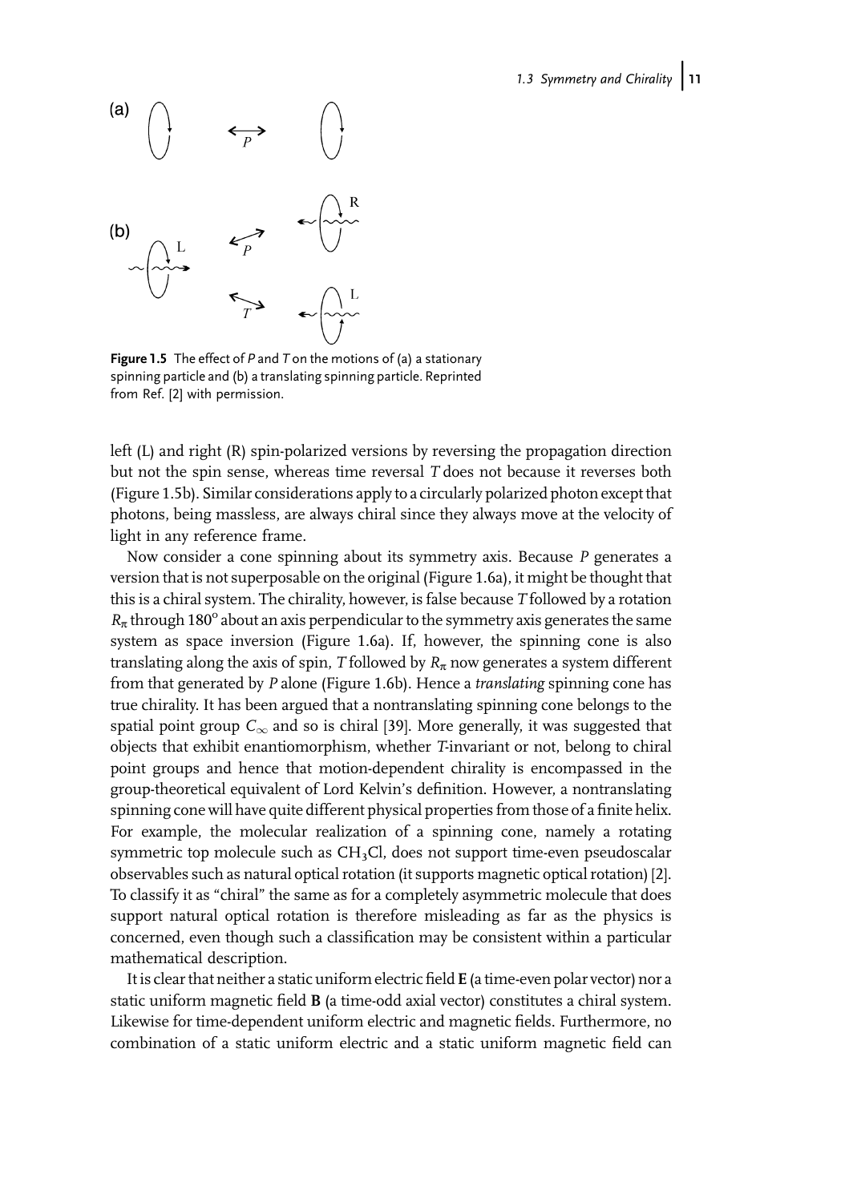Figure 1.5 The effect of $P$ and $T$ on the motions of (a) a stationary spinning particle and (b) a translating spinning particle. Reprinted from Ref. [2] with permission.

left (L) and right (R) spin-polarized versions by reversing the propagation direction but not the spin sense, whereas time reversal $T$ does not because it reverses both (Figure 1.5b). Similar considerations apply to a circularly polarized photon except that photons, being massless, are always chiral since they always move at the velocity of light in any reference frame.

Now consider a cone spinning about its symmetry axis. Because $P$ generates a version that is not superposable on the original (Figure 1.6a), it might be thought that this is a chiral system. The chirality, however, is false because $T$ followed by a rotation $R_\pi$ through 180° about an axis perpendicular to the symmetry axis generates the same system as space inversion (Figure 1.6a). If, however, the spinning cone is also translating along the axis of spin, $T$ followed by $R_\pi$ now generates a system different from that generated by $P$ alone (Figure 1.6b). Hence a *translating* spinning cone has true chirality. It has been argued that a nontranslating spinning cone belongs to the spatial point group $C_\infty$ and so is chiral [39]. More generally, it was suggested that objects that exhibit enantiomorphism, whether $T$-invariant or not, belong to chiral point groups and hence that motion-dependent chirality is encompassed in the group-theoretical equivalent of Lord Kelvin's definition. However, a nontranslating spinning cone will have quite different physical properties from those of a finite helix. For example, the molecular realization of a spinning cone, namely a rotating symmetric top molecule such as $CH_3Cl$, does not support time-even pseudoscalar observables such as natural optical rotation (it supports magnetic optical rotation) [2]. To classify it as "chiral" the same as for a completely asymmetric molecule that does support natural optical rotation is therefore misleading as far as the physics is concerned, even though such a classification may be consistent within a particular mathematical description.

It is clear that neither a static uniform electric field **E** (a time-even polar vector) nor a static uniform magnetic field **B** (a time-odd axial vector) constitutes a chiral system. Likewise for time-dependent uniform electric and magnetic fields. Furthermore, no combination of a static uniform electric and a static uniform magnetic field can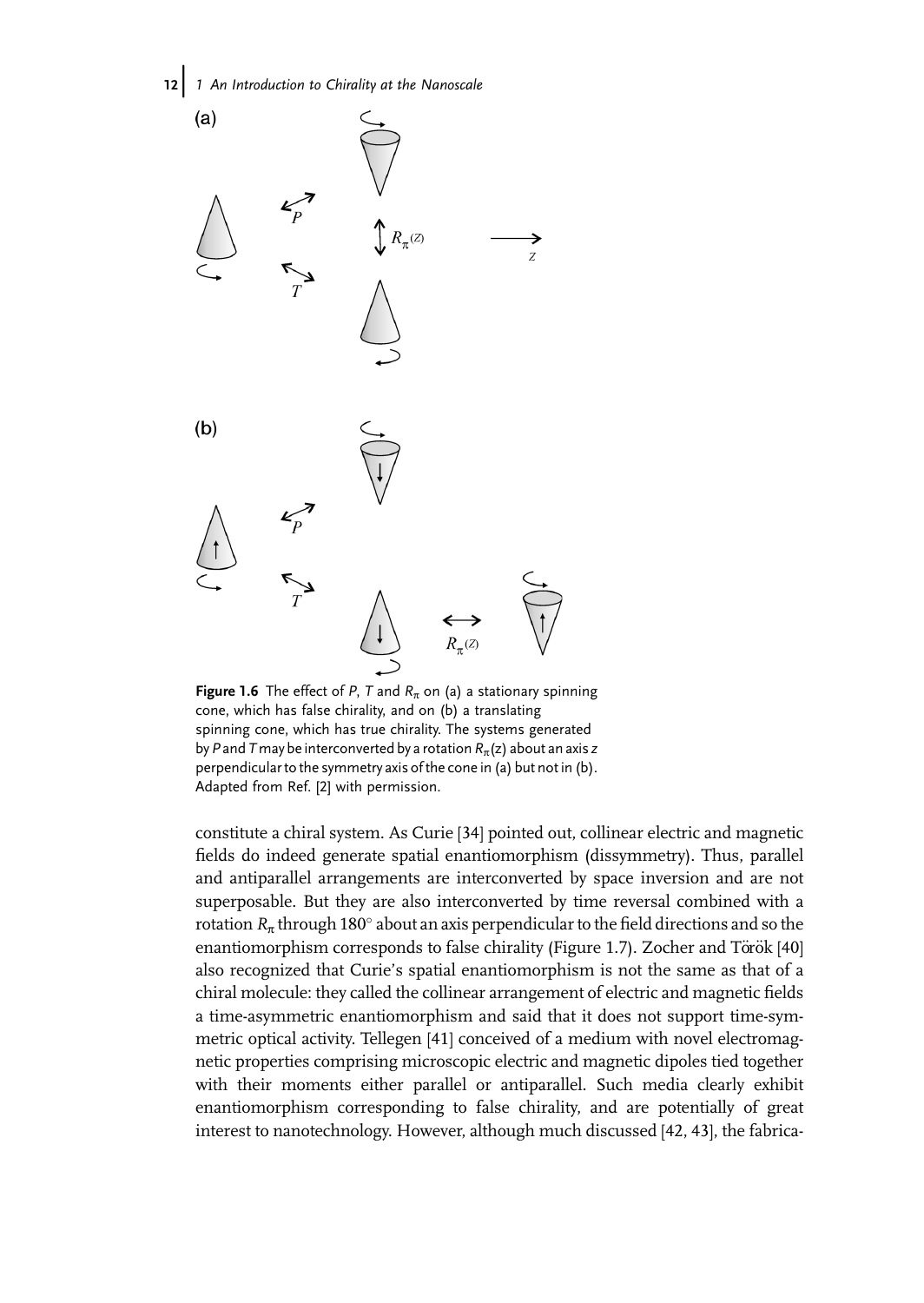Figure 1.6 The effect of $P$, $T$ and $R_\pi$ on (a) a stationary spinning cone, which has false chirality, and on (b) a translating spinning cone, which has true chirality. The systems generated by $P$ and $T$ may be interconverted by a rotation $R_\pi(z)$ about an axis $z$ perpendicular to the symmetry axis of the cone in (a) but not in (b). Adapted from Ref. [2] with permission.

constitute a chiral system. As Curie [34] pointed out, collinear electric and magnetic fields do indeed generate spatial enantiomorphism (dissymmetry). Thus, parallel and antiparallel arrangements are interconverted by space inversion and are not superposable. But they are also interconverted by time reversal combined with a rotation $R_\pi$ through 180° about an axis perpendicular to the field directions and so the enantiomorphism corresponds to false chirality (Figure 1.7). Zocher and Török [40] also recognized that Curie's spatial enantiomorphism is not the same as that of a chiral molecule: they called the collinear arrangement of electric and magnetic fields a time-asymmetric enantiomorphism and said that it does not support time-symmetric optical activity. Tellegen [41] conceived of a medium with novel electromagnetic properties comprising microscopic electric and magnetic dipoles tied together with their moments either parallel or antiparallel. Such media clearly exhibit enantiomorphism corresponding to false chirality, and are potentially of great interest to nanotechnology. However, although much discussed [42, 43], the fabrica-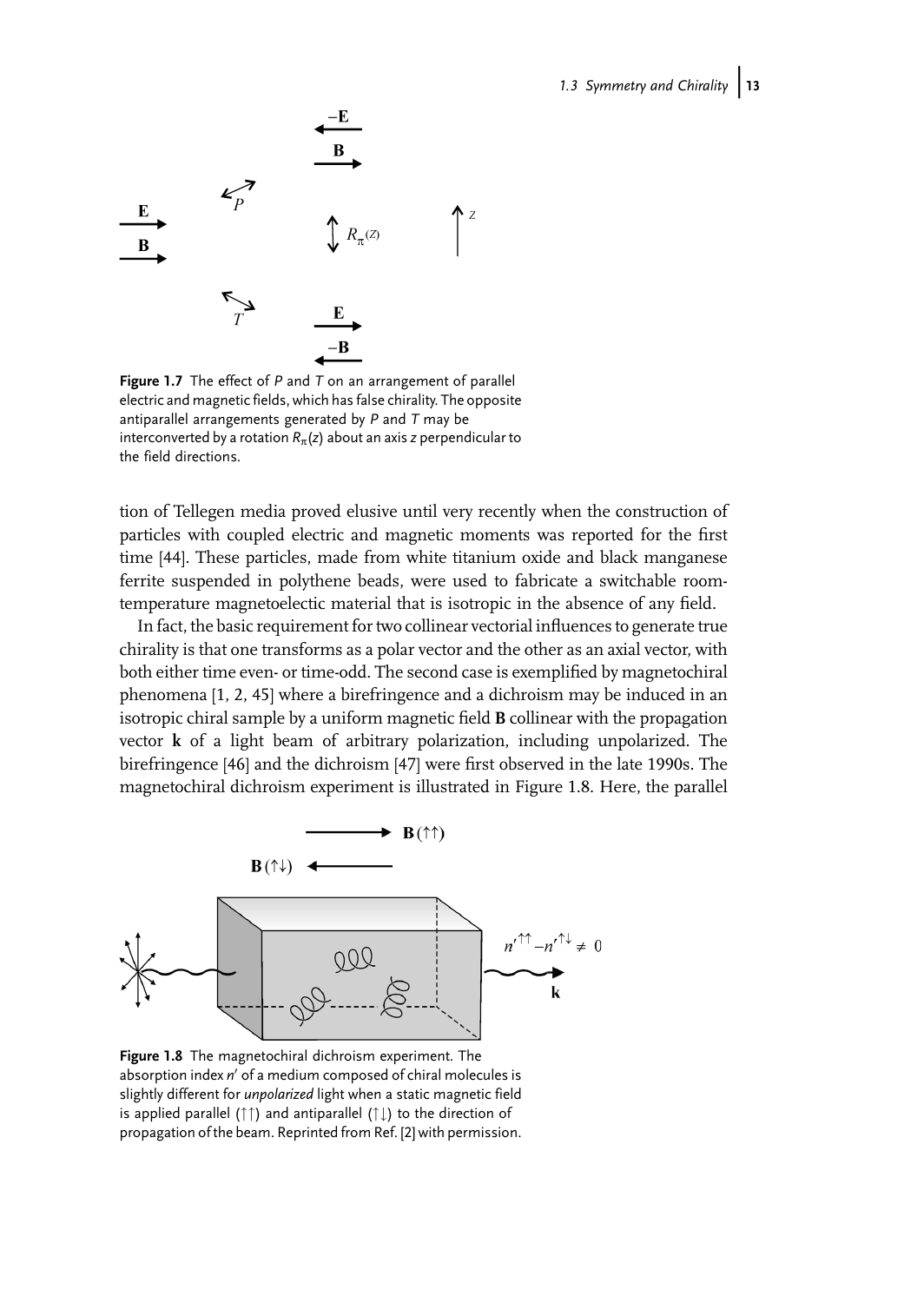Figure 1.7 The effect of $P$ and $T$ on an arrangement of parallel electric and magnetic fields, which has false chirality. The opposite antiparallel arrangements generated by $P$ and $T$ may be interconverted by a rotation $R_{\pi}(z)$ about an axis $z$ perpendicular to the field directions.

tion of Tellegen media proved elusive until very recently when the construction of particles with coupled electric and magnetic moments was reported for the first time [44]. These particles, made from white titanium oxide and black manganese ferrite suspended in polythene beads, were used to fabricate a switchable room-temperature magnetoelectic material that is isotropic in the absence of any field.

In fact, the basic requirement for two collinear vectorial influences to generate true chirality is that one transforms as a polar vector and the other as an axial vector, with both either time even- or time-odd. The second case is exemplified by magnetochiral phenomena [1, 2, 45] where a birefringence and a dichroism may be induced in an isotropic chiral sample by a uniform magnetic field **B** collinear with the propagation vector **k** of a light beam of arbitrary polarization, including unpolarized. The birefringence [46] and the dichroism [47] were first observed in the late 1990s. The magnetochiral dichroism experiment is illustrated in Figure 1.8. Here, the parallel

Figure 1.8 The magnetochiral dichroism experiment. The absorption index $n'$ of a medium composed of chiral molecules is slightly different for *unpolarized* light when a static magnetic field is applied parallel ($\uparrow\uparrow$) and antiparallel ($\uparrow\downarrow$) to the direction of propagation of the beam. Reprinted from Ref. [2] with permission.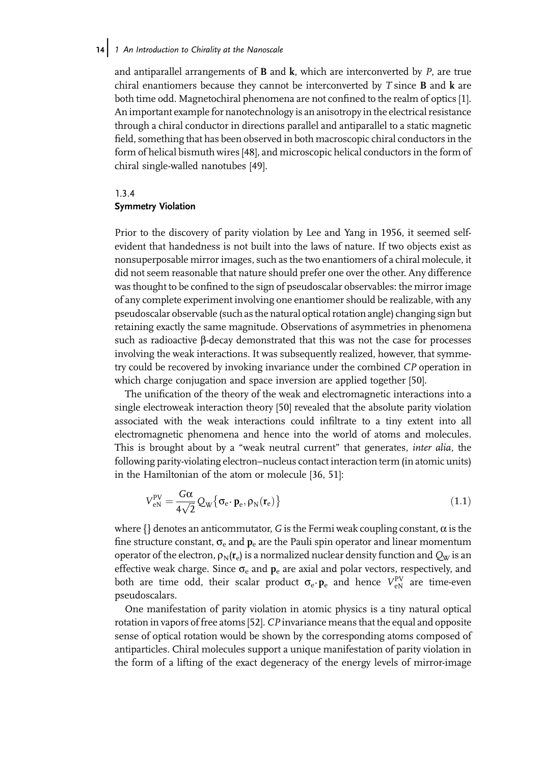and antiparallel arrangements of **B** and **k**, which are interconverted by *P*, are true chiral enantiomers because they cannot be interconverted by *T* since **B** and **k** are both time odd. Magnetochiral phenomena are not confined to the realm of optics [1]. An important example for nanotechnology is an anisotropy in the electrical resistance through a chiral conductor in directions parallel and antiparallel to a static magnetic field, something that has been observed in both macroscopic chiral conductors in the form of helical bismuth wires [48], and microscopic helical conductors in the form of chiral single-walled nanotubes [49].

### 1.3.4 Symmetry Violation

Prior to the discovery of parity violation by Lee and Yang in 1956, it seemed self-evident that handedness is not built into the laws of nature. If two objects exist as nonsuperposable mirror images, such as the two enantiomers of a chiral molecule, it did not seem reasonable that nature should prefer one over the other. Any difference was thought to be confined to the sign of pseudoscalar observables: the mirror image of any complete experiment involving one enantiomer should be realizable, with any pseudoscalar observable (such as the natural optical rotation angle) changing sign but retaining exactly the same magnitude. Observations of asymmetries in phenomena such as radioactive β-decay demonstrated that this was not the case for processes involving the weak interactions. It was subsequently realized, however, that symmetry could be recovered by invoking invariance under the combined *CP* operation in which charge conjugation and space inversion are applied together [50].

The unification of the theory of the weak and electromagnetic interactions into a single electroweak interaction theory [50] revealed that the absolute parity violation associated with the weak interactions could infiltrate to a tiny extent into all electromagnetic phenomena and hence into the world of atoms and molecules. This is brought about by a "weak neutral current" that generates, *inter alia*, the following parity-violating electron–nucleus contact interaction term (in atomic units) in the Hamiltonian of the atom or molecule [36, 51]:

$$V_{\mathrm{eN}}^{\mathrm{PV}} = \frac{G\alpha}{4\sqrt{2}} Q_{\mathrm{W}} \{ \boldsymbol{\sigma}_{\mathrm{e}} \cdot \mathbf{p}_{\mathrm{e}}, \rho_{\mathrm{N}}(\mathbf{r}_{\mathrm{e}}) \} \tag{1.1}$$

where {} denotes an anticommutator, $G$ is the Fermi weak coupling constant, $\alpha$ is the fine structure constant, $\boldsymbol{\sigma}_{\mathrm{e}}$ and $\mathbf{p}_{\mathrm{e}}$ are the Pauli spin operator and linear momentum operator of the electron, $\rho_{\mathrm{N}}(\mathbf{r}_{\mathrm{e}})$ is a normalized nuclear density function and $Q_{\mathrm{W}}$ is an effective weak charge. Since $\boldsymbol{\sigma}_{\mathrm{e}}$ and $\mathbf{p}_{\mathrm{e}}$ are axial and polar vectors, respectively, and both are time odd, their scalar product $\boldsymbol{\sigma}_{\mathrm{e}} \cdot \mathbf{p}_{\mathrm{e}}$ and hence $V_{\mathrm{eN}}^{\mathrm{PV}}$ are time-even pseudoscalars.

One manifestation of parity violation in atomic physics is a tiny natural optical rotation in vapors of free atoms [52]. *CP* invariance means that the equal and opposite sense of optical rotation would be shown by the corresponding atoms composed of antiparticles. Chiral molecules support a unique manifestation of parity violation in the form of a lifting of the exact degeneracy of the energy levels of mirror-image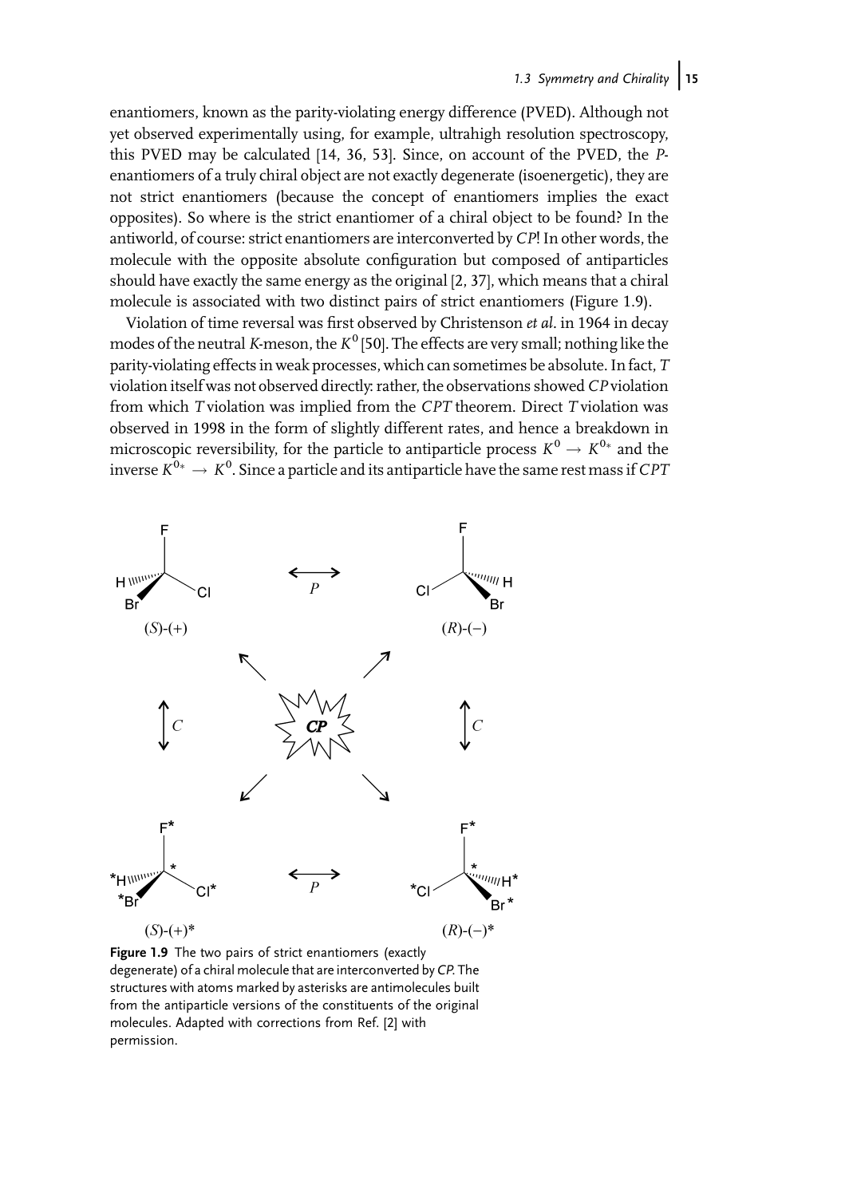enantiomers, known as the parity-violating energy difference (PVED). Although not yet observed experimentally using, for example, ultrahigh resolution spectroscopy, this PVED may be calculated [14, 36, 53]. Since, on account of the PVED, the *P*-enantiomers of a truly chiral object are not exactly degenerate (isoenergetic), they are not strict enantiomers (because the concept of enantiomers implies the exact opposites). So where is the strict enantiomer of a chiral object to be found? In the antiworld, of course: strict enantiomers are interconverted by *CP*! In other words, the molecule with the opposite absolute configuration but composed of antiparticles should have exactly the same energy as the original [2, 37], which means that a chiral molecule is associated with two distinct pairs of strict enantiomers (Figure 1.9).

Violation of time reversal was first observed by Christenson *et al*. in 1964 in decay modes of the neutral *K*-meson, the $K^0$ [50]. The effects are very small; nothing like the parity-violating effects in weak processes, which can sometimes be absolute. In fact, *T* violation itself was not observed directly: rather, the observations showed *CP* violation from which *T* violation was implied from the *CPT* theorem. Direct *T* violation was observed in 1998 in the form of slightly different rates, and hence a breakdown in microscopic reversibility, for the particle to antiparticle process $K^0 \rightarrow K^{0*}$ and the inverse $K^{0*} \rightarrow K^0$. Since a particle and its antiparticle have the same rest mass if *CPT*

**Figure 1.9** The two pairs of strict enantiomers (exactly degenerate) of a chiral molecule that are interconverted by *CP*. The structures with atoms marked by asterisks are antimolecules built from the antiparticle versions of the constituents of the original molecules. Adapted with corrections from Ref. [2] with permission.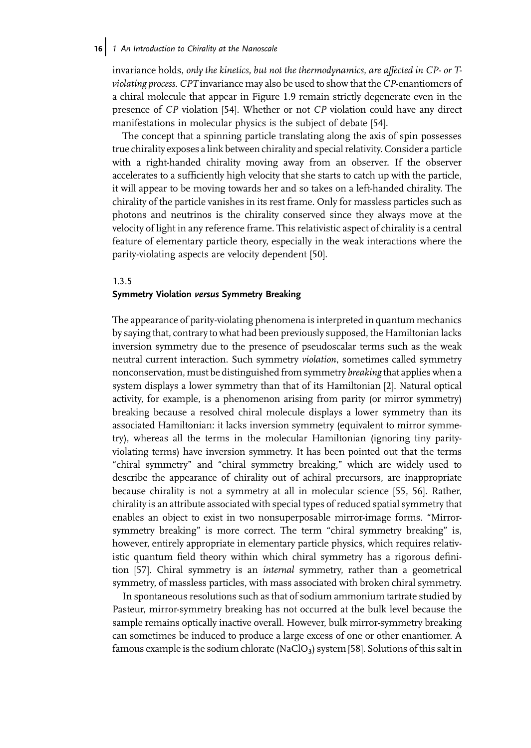invariance holds, *only the kinetics, but not the thermodynamics, are affected in CP- or T-violating process*. *CPT* invariance may also be used to show that the *CP*-enantiomers of a chiral molecule that appear in Figure 1.9 remain strictly degenerate even in the presence of *CP* violation [54]. Whether or not *CP* violation could have any direct manifestations in molecular physics is the subject of debate [54].

The concept that a spinning particle translating along the axis of spin possesses true chirality exposes a link between chirality and special relativity. Consider a particle with a right-handed chirality moving away from an observer. If the observer accelerates to a sufficiently high velocity that she starts to catch up with the particle, it will appear to be moving towards her and so takes on a left-handed chirality. The chirality of the particle vanishes in its rest frame. Only for massless particles such as photons and neutrinos is the chirality conserved since they always move at the velocity of light in any reference frame. This relativistic aspect of chirality is a central feature of elementary particle theory, especially in the weak interactions where the parity-violating aspects are velocity dependent [50].

### 1.3.5 Symmetry Violation *versus* Symmetry Breaking

The appearance of parity-violating phenomena is interpreted in quantum mechanics by saying that, contrary to what had been previously supposed, the Hamiltonian lacks inversion symmetry due to the presence of pseudoscalar terms such as the weak neutral current interaction. Such symmetry *violation*, sometimes called symmetry nonconservation, must be distinguished from symmetry *breaking* that applies when a system displays a lower symmetry than that of its Hamiltonian [2]. Natural optical activity, for example, is a phenomenon arising from parity (or mirror symmetry) breaking because a resolved chiral molecule displays a lower symmetry than its associated Hamiltonian: it lacks inversion symmetry (equivalent to mirror symmetry), whereas all the terms in the molecular Hamiltonian (ignoring tiny parity-violating terms) have inversion symmetry. It has been pointed out that the terms "chiral symmetry" and "chiral symmetry breaking," which are widely used to describe the appearance of chirality out of achiral precursors, are inappropriate because chirality is not a symmetry at all in molecular science [55, 56]. Rather, chirality is an attribute associated with special types of reduced spatial symmetry that enables an object to exist in two nonsuperposable mirror-image forms. "Mirror-symmetry breaking" is more correct. The term "chiral symmetry breaking" is, however, entirely appropriate in elementary particle physics, which requires relativistic quantum field theory within which chiral symmetry has a rigorous definition [57]. Chiral symmetry is an *internal* symmetry, rather than a geometrical symmetry, of massless particles, with mass associated with broken chiral symmetry.

In spontaneous resolutions such as that of sodium ammonium tartrate studied by Pasteur, mirror-symmetry breaking has not occurred at the bulk level because the sample remains optically inactive overall. However, bulk mirror-symmetry breaking can sometimes be induced to produce a large excess of one or other enantiomer. A famous example is the sodium chlorate ($NaClO_3$) system [58]. Solutions of this salt in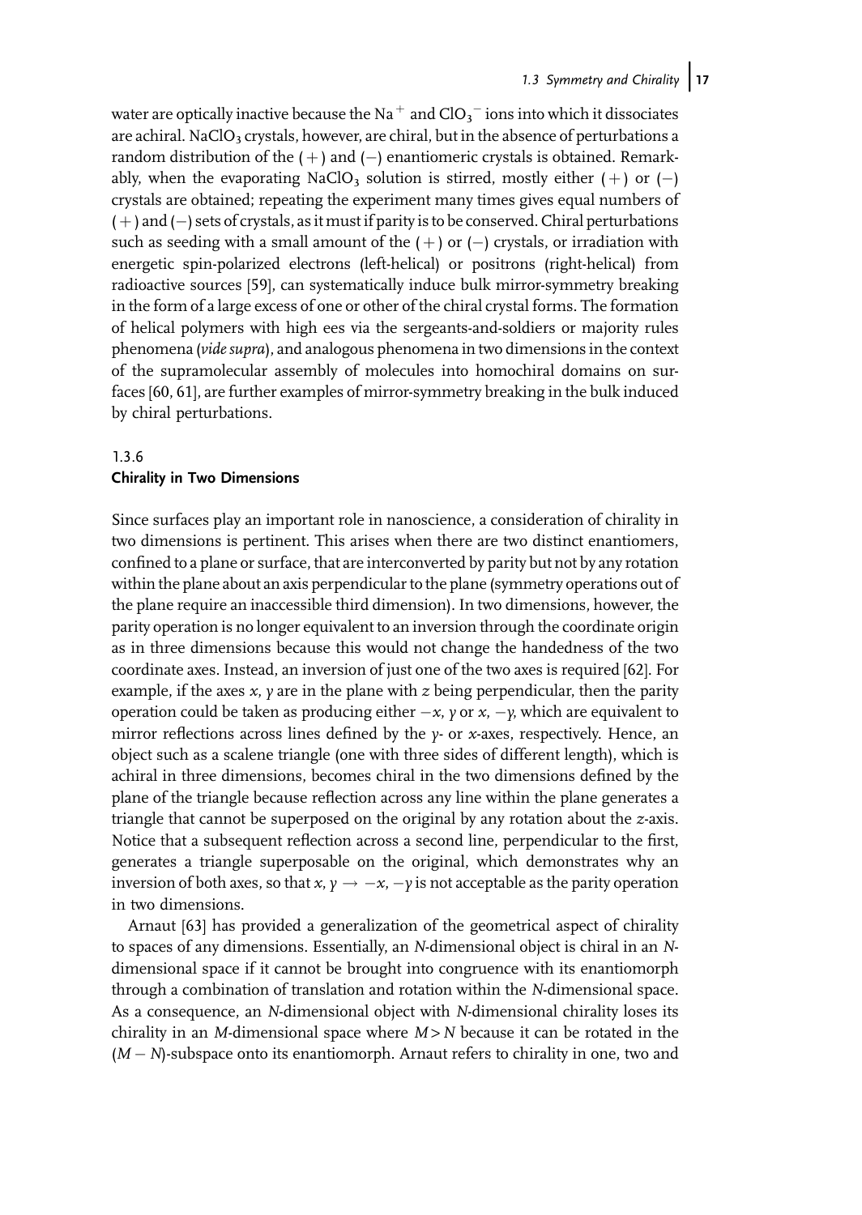water are optically inactive because the $Na^+$ and $ClO_3^-$ ions into which it dissociates are achiral. $NaClO_3$ crystals, however, are chiral, but in the absence of perturbations a random distribution of the (+) and (−) enantiomeric crystals is obtained. Remarkably, when the evaporating $NaClO_3$ solution is stirred, mostly either (+) or (−) crystals are obtained; repeating the experiment many times gives equal numbers of (+) and (−) sets of crystals, as it must if parity is to be conserved. Chiral perturbations such as seeding with a small amount of the (+) or (−) crystals, or irradiation with energetic spin-polarized electrons (left-helical) or positrons (right-helical) from radioactive sources [59], can systematically induce bulk mirror-symmetry breaking in the form of a large excess of one or other of the chiral crystal forms. The formation of helical polymers with high ees via the sergeants-and-soldiers or majority rules phenomena (*vide supra*), and analogous phenomena in two dimensions in the context of the supramolecular assembly of molecules into homochiral domains on surfaces [60, 61], are further examples of mirror-symmetry breaking in the bulk induced by chiral perturbations.

### 1.3.6
### Chirality in Two Dimensions

Since surfaces play an important role in nanoscience, a consideration of chirality in two dimensions is pertinent. This arises when there are two distinct enantiomers, confined to a plane or surface, that are interconverted by parity but not by any rotation within the plane about an axis perpendicular to the plane (symmetry operations out of the plane require an inaccessible third dimension). In two dimensions, however, the parity operation is no longer equivalent to an inversion through the coordinate origin as in three dimensions because this would not change the handedness of the two coordinate axes. Instead, an inversion of just one of the two axes is required [62]. For example, if the axes $x$, $y$ are in the plane with $z$ being perpendicular, then the parity operation could be taken as producing either $-x$, $y$ or $x$, $-y$, which are equivalent to mirror reflections across lines defined by the $y$- or $x$-axes, respectively. Hence, an object such as a scalene triangle (one with three sides of different length), which is achiral in three dimensions, becomes chiral in the two dimensions defined by the plane of the triangle because reflection across any line within the plane generates a triangle that cannot be superposed on the original by any rotation about the $z$-axis. Notice that a subsequent reflection across a second line, perpendicular to the first, generates a triangle superposable on the original, which demonstrates why an inversion of both axes, so that $x, y \rightarrow -x, -y$ is not acceptable as the parity operation in two dimensions.

Arnaut [63] has provided a generalization of the geometrical aspect of chirality to spaces of any dimensions. Essentially, an $N$-dimensional object is chiral in an $N$-dimensional space if it cannot be brought into congruence with its enantiomorph through a combination of translation and rotation within the $N$-dimensional space. As a consequence, an $N$-dimensional object with $N$-dimensional chirality loses its chirality in an $M$-dimensional space where $M > N$ because it can be rotated in the $(M - N)$-subspace onto its enantiomorph. Arnaut refers to chirality in one, two and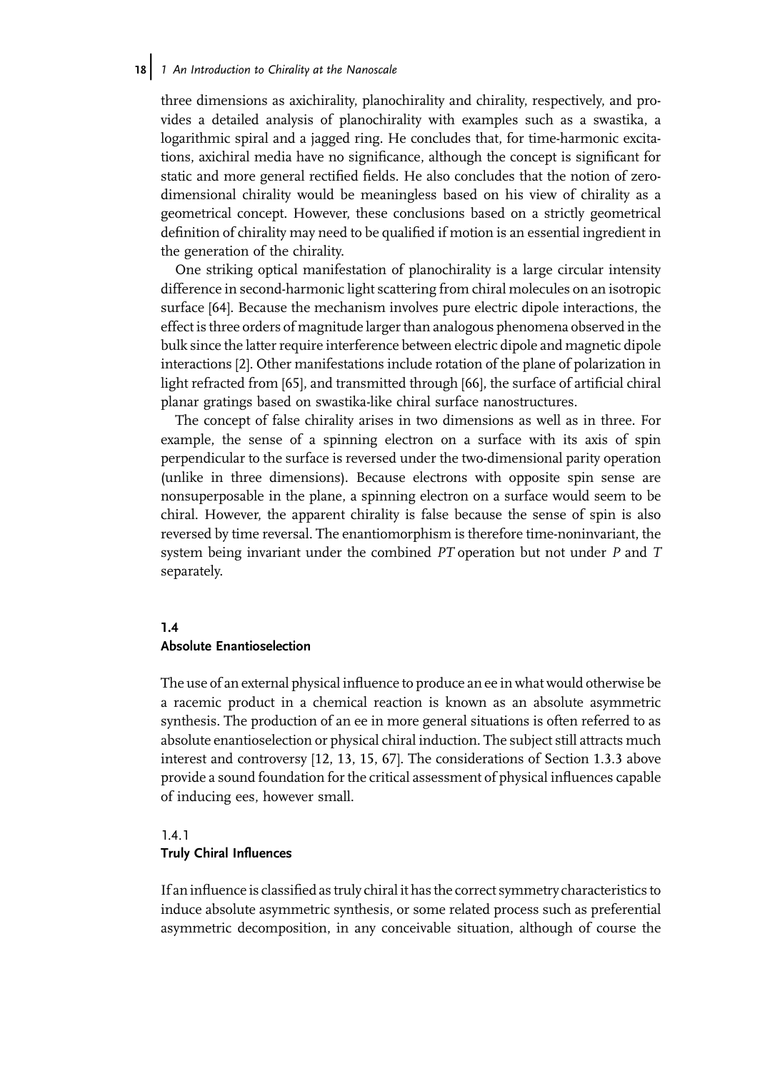three dimensions as axichirality, planochirality and chirality, respectively, and provides a detailed analysis of planochirality with examples such as a swastika, a logarithmic spiral and a jagged ring. He concludes that, for time-harmonic excitations, axichiral media have no significance, although the concept is significant for static and more general rectified fields. He also concludes that the notion of zero-dimensional chirality would be meaningless based on his view of chirality as a geometrical concept. However, these conclusions based on a strictly geometrical definition of chirality may need to be qualified if motion is an essential ingredient in the generation of the chirality.

One striking optical manifestation of planochirality is a large circular intensity difference in second-harmonic light scattering from chiral molecules on an isotropic surface [64]. Because the mechanism involves pure electric dipole interactions, the effect is three orders of magnitude larger than analogous phenomena observed in the bulk since the latter require interference between electric dipole and magnetic dipole interactions [2]. Other manifestations include rotation of the plane of polarization in light refracted from [65], and transmitted through [66], the surface of artificial chiral planar gratings based on swastika-like chiral surface nanostructures.

The concept of false chirality arises in two dimensions as well as in three. For example, the sense of a spinning electron on a surface with its axis of spin perpendicular to the surface is reversed under the two-dimensional parity operation (unlike in three dimensions). Because electrons with opposite spin sense are nonsuperposable in the plane, a spinning electron on a surface would seem to be chiral. However, the apparent chirality is false because the sense of spin is also reversed by time reversal. The enantiomorphism is therefore time-noninvariant, the system being invariant under the combined *PT* operation but not under *P* and *T* separately.

## 1.4 Absolute Enantioselection

The use of an external physical influence to produce an ee in what would otherwise be a racemic product in a chemical reaction is known as an absolute asymmetric synthesis. The production of an ee in more general situations is often referred to as absolute enantioselection or physical chiral induction. The subject still attracts much interest and controversy [12, 13, 15, 67]. The considerations of Section 1.3.3 above provide a sound foundation for the critical assessment of physical influences capable of inducing ees, however small.

### 1.4.1 Truly Chiral Influences

If an influence is classified as truly chiral it has the correct symmetry characteristics to induce absolute asymmetric synthesis, or some related process such as preferential asymmetric decomposition, in any conceivable situation, although of course the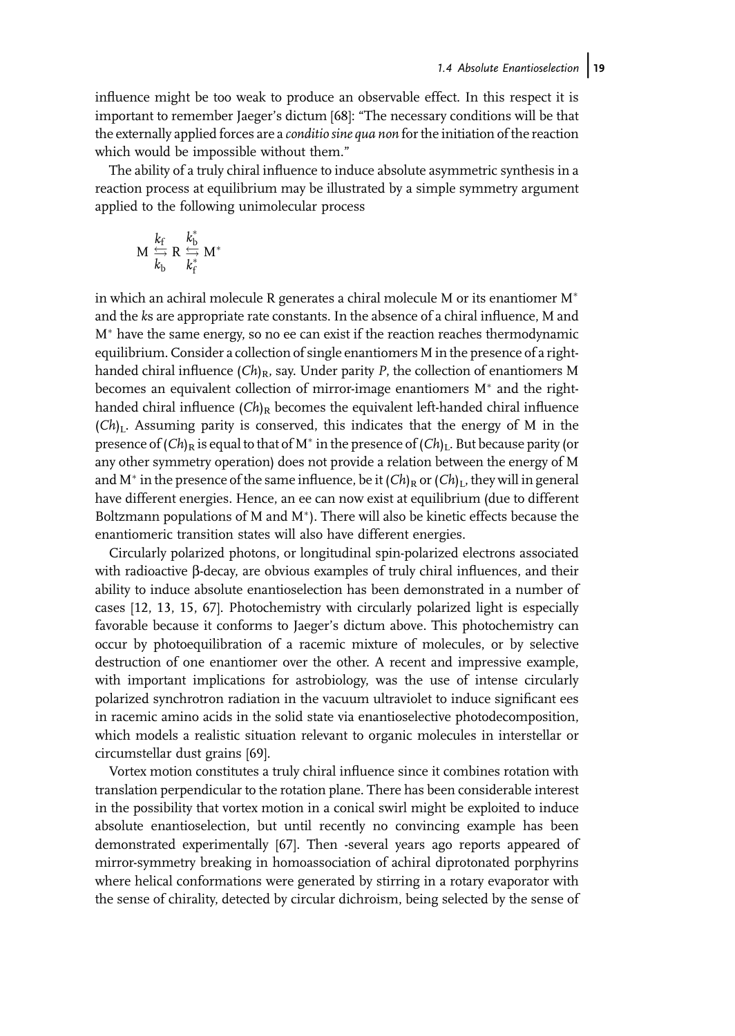influence might be too weak to produce an observable effect. In this respect it is important to remember Jaeger's dictum [68]: "The necessary conditions will be that the externally applied forces are a *conditio sine qua non* for the initiation of the reaction which would be impossible without them."

The ability of a truly chiral influence to induce absolute asymmetric synthesis in a reaction process at equilibrium may be illustrated by a simple symmetry argument applied to the following unimolecular process

$$\mathrm{M} \underset{k_b}{\overset{k_f}{\leftrightarrows}} \mathrm{R} \underset{k_f^*}{\overset{k_b^*}{\leftrightarrows}} \mathrm{M}^*$$

in which an achiral molecule R generates a chiral molecule M or its enantiomer M* and the *k*s are appropriate rate constants. In the absence of a chiral influence, M and M* have the same energy, so no ee can exist if the reaction reaches thermodynamic equilibrium. Consider a collection of single enantiomers M in the presence of a right-handed chiral influence $(Ch)_R$, say. Under parity *P*, the collection of enantiomers M becomes an equivalent collection of mirror-image enantiomers M* and the right-handed chiral influence $(Ch)_R$ becomes the equivalent left-handed chiral influence $(Ch)_L$. Assuming parity is conserved, this indicates that the energy of M in the presence of $(Ch)_R$ is equal to that of M* in the presence of $(Ch)_L$. But because parity (or any other symmetry operation) does not provide a relation between the energy of M and M* in the presence of the same influence, be it $(Ch)_R$ or $(Ch)_L$, they will in general have different energies. Hence, an ee can now exist at equilibrium (due to different Boltzmann populations of M and M*). There will also be kinetic effects because the enantiomeric transition states will also have different energies.

Circularly polarized photons, or longitudinal spin-polarized electrons associated with radioactive β-decay, are obvious examples of truly chiral influences, and their ability to induce absolute enantioselection has been demonstrated in a number of cases [12, 13, 15, 67]. Photochemistry with circularly polarized light is especially favorable because it conforms to Jaeger's dictum above. This photochemistry can occur by photoequilibration of a racemic mixture of molecules, or by selective destruction of one enantiomer over the other. A recent and impressive example, with important implications for astrobiology, was the use of intense circularly polarized synchrotron radiation in the vacuum ultraviolet to induce significant ees in racemic amino acids in the solid state via enantioselective photodecomposition, which models a realistic situation relevant to organic molecules in interstellar or circumstellar dust grains [69].

Vortex motion constitutes a truly chiral influence since it combines rotation with translation perpendicular to the rotation plane. There has been considerable interest in the possibility that vortex motion in a conical swirl might be exploited to induce absolute enantioselection, but until recently no convincing example has been demonstrated experimentally [67]. Then -several years ago reports appeared of mirror-symmetry breaking in homoassociation of achiral diprotonated porphyrins where helical conformations were generated by stirring in a rotary evaporator with the sense of chirality, detected by circular dichroism, being selected by the sense of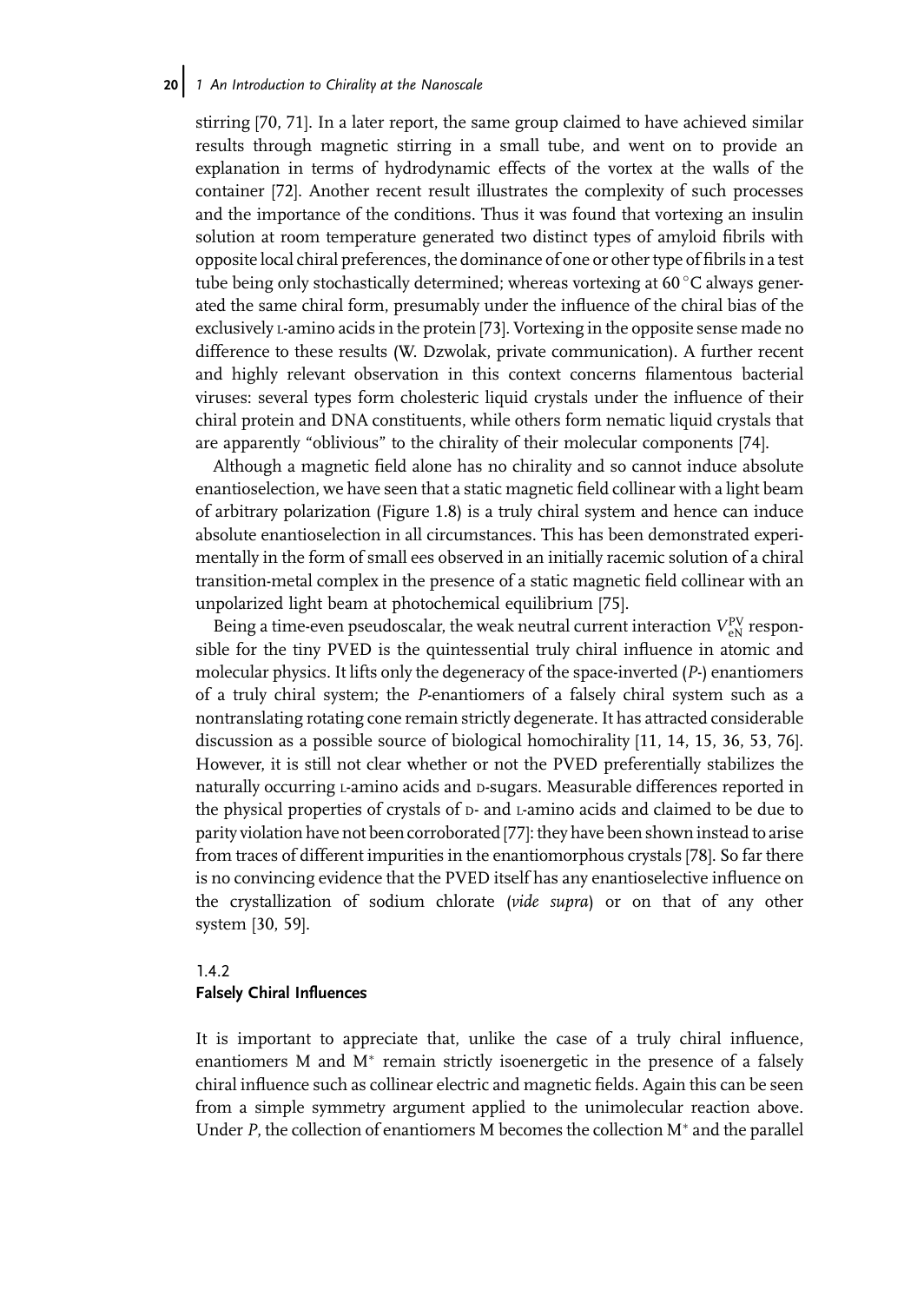stirring [70, 71]. In a later report, the same group claimed to have achieved similar results through magnetic stirring in a small tube, and went on to provide an explanation in terms of hydrodynamic effects of the vortex at the walls of the container [72]. Another recent result illustrates the complexity of such processes and the importance of the conditions. Thus it was found that vortexing an insulin solution at room temperature generated two distinct types of amyloid fibrils with opposite local chiral preferences, the dominance of one or other type of fibrils in a test tube being only stochastically determined; whereas vortexing at 60 °C always generated the same chiral form, presumably under the influence of the chiral bias of the exclusively L-amino acids in the protein [73]. Vortexing in the opposite sense made no difference to these results (W. Dzwolak, private communication). A further recent and highly relevant observation in this context concerns filamentous bacterial viruses: several types form cholesteric liquid crystals under the influence of their chiral protein and DNA constituents, while others form nematic liquid crystals that are apparently "oblivious" to the chirality of their molecular components [74].

Although a magnetic field alone has no chirality and so cannot induce absolute enantioselection, we have seen that a static magnetic field collinear with a light beam of arbitrary polarization (Figure 1.8) is a truly chiral system and hence can induce absolute enantioselection in all circumstances. This has been demonstrated experimentally in the form of small ees observed in an initially racemic solution of a chiral transition-metal complex in the presence of a static magnetic field collinear with an unpolarized light beam at photochemical equilibrium [75].

Being a time-even pseudoscalar, the weak neutral current interaction $V_{eN}^{PV}$ responsible for the tiny PVED is the quintessential truly chiral influence in atomic and molecular physics. It lifts only the degeneracy of the space-inverted (*P*-) enantiomers of a truly chiral system; the *P*-enantiomers of a falsely chiral system such as a nontranslating rotating cone remain strictly degenerate. It has attracted considerable discussion as a possible source of biological homochirality [11, 14, 15, 36, 53, 76]. However, it is still not clear whether or not the PVED preferentially stabilizes the naturally occurring L-amino acids and D-sugars. Measurable differences reported in the physical properties of crystals of D- and L-amino acids and claimed to be due to parity violation have not been corroborated [77]: they have been shown instead to arise from traces of different impurities in the enantiomorphous crystals [78]. So far there is no convincing evidence that the PVED itself has any enantioselective influence on the crystallization of sodium chlorate (*vide supra*) or on that of any other system [30, 59].

### 1.4.2
### Falsely Chiral Influences

It is important to appreciate that, unlike the case of a truly chiral influence, enantiomers M and M* remain strictly isoenergetic in the presence of a falsely chiral influence such as collinear electric and magnetic fields. Again this can be seen from a simple symmetry argument applied to the unimolecular reaction above. Under *P*, the collection of enantiomers M becomes the collection M* and the parallel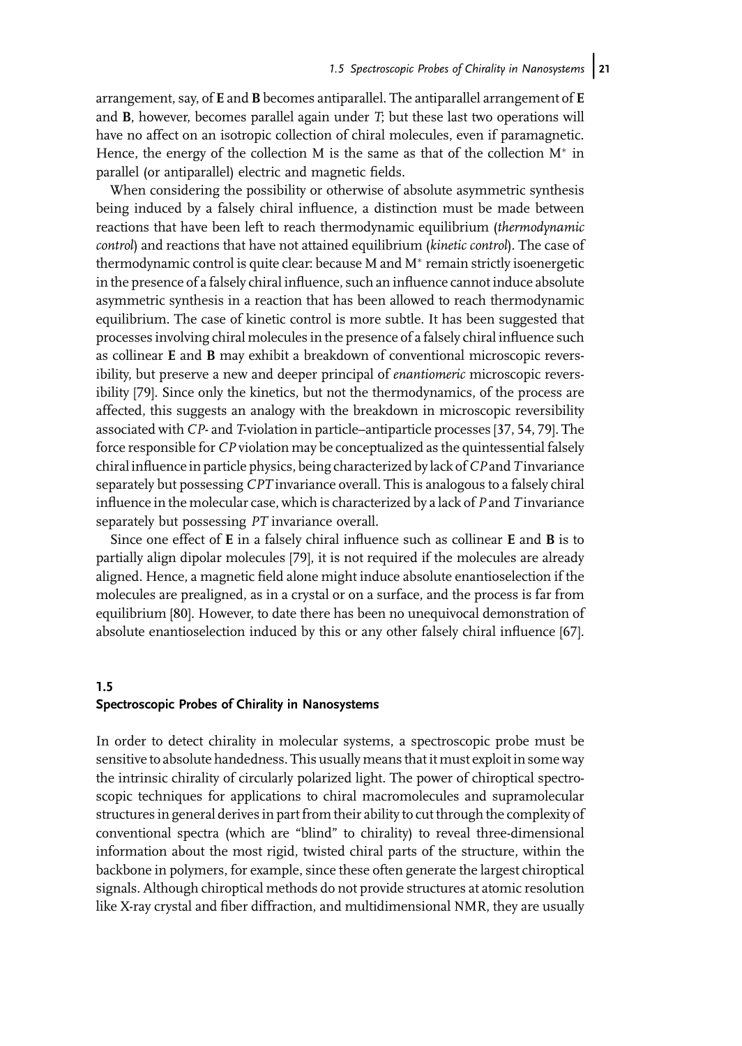arrangement, say, of **E** and **B** becomes antiparallel. The antiparallel arrangement of **E** and **B**, however, becomes parallel again under *T*; but these last two operations will have no affect on an isotropic collection of chiral molecules, even if paramagnetic. Hence, the energy of the collection M is the same as that of the collection M* in parallel (or antiparallel) electric and magnetic fields.

When considering the possibility or otherwise of absolute asymmetric synthesis being induced by a falsely chiral influence, a distinction must be made between reactions that have been left to reach thermodynamic equilibrium (*thermodynamic control*) and reactions that have not attained equilibrium (*kinetic control*). The case of thermodynamic control is quite clear: because M and M* remain strictly isoenergetic in the presence of a falsely chiral influence, such an influence cannot induce absolute asymmetric synthesis in a reaction that has been allowed to reach thermodynamic equilibrium. The case of kinetic control is more subtle. It has been suggested that processes involving chiral molecules in the presence of a falsely chiral influence such as collinear **E** and **B** may exhibit a breakdown of conventional microscopic reversibility, but preserve a new and deeper principal of *enantiomeric* microscopic reversibility [79]. Since only the kinetics, but not the thermodynamics, of the process are affected, this suggests an analogy with the breakdown in microscopic reversibility associated with *CP*- and *T*-violation in particle–antiparticle processes [37, 54, 79]. The force responsible for *CP* violation may be conceptualized as the quintessential falsely chiral influence in particle physics, being characterized by lack of *CP* and *T* invariance separately but possessing *CPT* invariance overall. This is analogous to a falsely chiral influence in the molecular case, which is characterized by a lack of *P* and *T* invariance separately but possessing *PT* invariance overall.

Since one effect of **E** in a falsely chiral influence such as collinear **E** and **B** is to partially align dipolar molecules [79], it is not required if the molecules are already aligned. Hence, a magnetic field alone might induce absolute enantioselection if the molecules are prealigned, as in a crystal or on a surface, and the process is far from equilibrium [80]. However, to date there has been no unequivocal demonstration of absolute enantioselection induced by this or any other falsely chiral influence [67].

## 1.5 Spectroscopic Probes of Chirality in Nanosystems

In order to detect chirality in molecular systems, a spectroscopic probe must be sensitive to absolute handedness. This usually means that it must exploit in some way the intrinsic chirality of circularly polarized light. The power of chiroptical spectroscopic techniques for applications to chiral macromolecules and supramolecular structures in general derives in part from their ability to cut through the complexity of conventional spectra (which are "blind" to chirality) to reveal three-dimensional information about the most rigid, twisted chiral parts of the structure, within the backbone in polymers, for example, since these often generate the largest chiroptical signals. Although chiroptical methods do not provide structures at atomic resolution like X-ray crystal and fiber diffraction, and multidimensional NMR, they are usually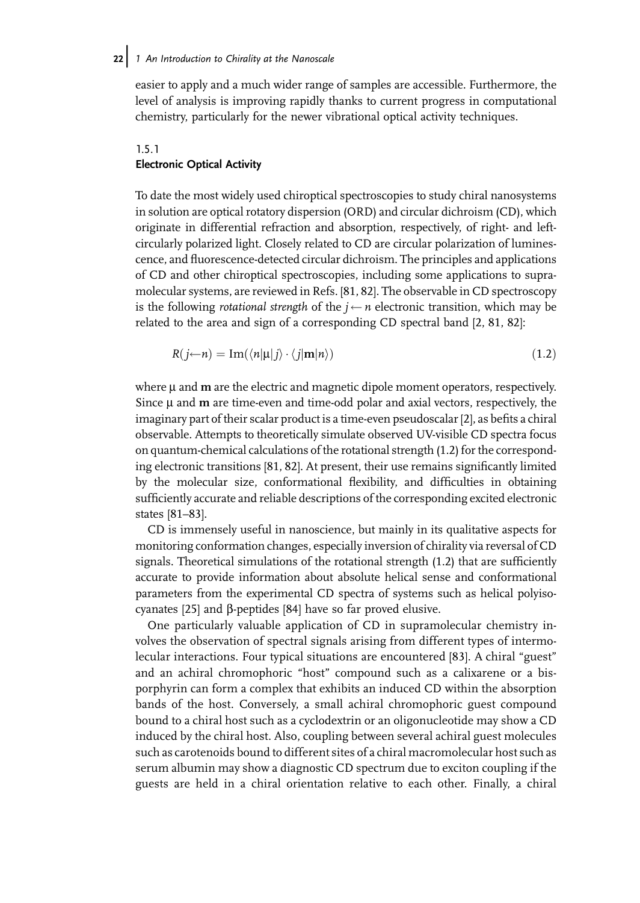easier to apply and a much wider range of samples are accessible. Furthermore, the level of analysis is improving rapidly thanks to current progress in computational chemistry, particularly for the newer vibrational optical activity techniques.

### 1.5.1
### Electronic Optical Activity

To date the most widely used chiroptical spectroscopies to study chiral nanosystems in solution are optical rotatory dispersion (ORD) and circular dichroism (CD), which originate in differential refraction and absorption, respectively, of right- and left-circularly polarized light. Closely related to CD are circular polarization of luminescence, and fluorescence-detected circular dichroism. The principles and applications of CD and other chiroptical spectroscopies, including some applications to supramolecular systems, are reviewed in Refs. [81, 82]. The observable in CD spectroscopy is the following *rotational strength* of the $j \leftarrow n$ electronic transition, which may be related to the area and sign of a corresponding CD spectral band [2, 81, 82]:

$$R(j \leftarrow n) = \mathrm{Im}(\langle n|\mu|j\rangle \cdot \langle j|\mathbf{m}|n\rangle) \tag{1.2}$$

where $\mu$ and $\mathbf{m}$ are the electric and magnetic dipole moment operators, respectively. Since $\mu$ and $\mathbf{m}$ are time-even and time-odd polar and axial vectors, respectively, the imaginary part of their scalar product is a time-even pseudoscalar [2], as befits a chiral observable. Attempts to theoretically simulate observed UV-visible CD spectra focus on quantum-chemical calculations of the rotational strength (1.2) for the corresponding electronic transitions [81, 82]. At present, their use remains significantly limited by the molecular size, conformational flexibility, and difficulties in obtaining sufficiently accurate and reliable descriptions of the corresponding excited electronic states [81–83].

CD is immensely useful in nanoscience, but mainly in its qualitative aspects for monitoring conformation changes, especially inversion of chirality via reversal of CD signals. Theoretical simulations of the rotational strength (1.2) that are sufficiently accurate to provide information about absolute helical sense and conformational parameters from the experimental CD spectra of systems such as helical polyisocyanates [25] and β-peptides [84] have so far proved elusive.

One particularly valuable application of CD in supramolecular chemistry involves the observation of spectral signals arising from different types of intermolecular interactions. Four typical situations are encountered [83]. A chiral "guest" and an achiral chromophoric "host" compound such as a calixarene or a bisporphyrin can form a complex that exhibits an induced CD within the absorption bands of the host. Conversely, a small achiral chromophoric guest compound bound to a chiral host such as a cyclodextrin or an oligonucleotide may show a CD induced by the chiral host. Also, coupling between several achiral guest molecules such as carotenoids bound to different sites of a chiral macromolecular host such as serum albumin may show a diagnostic CD spectrum due to exciton coupling if the guests are held in a chiral orientation relative to each other. Finally, a chiral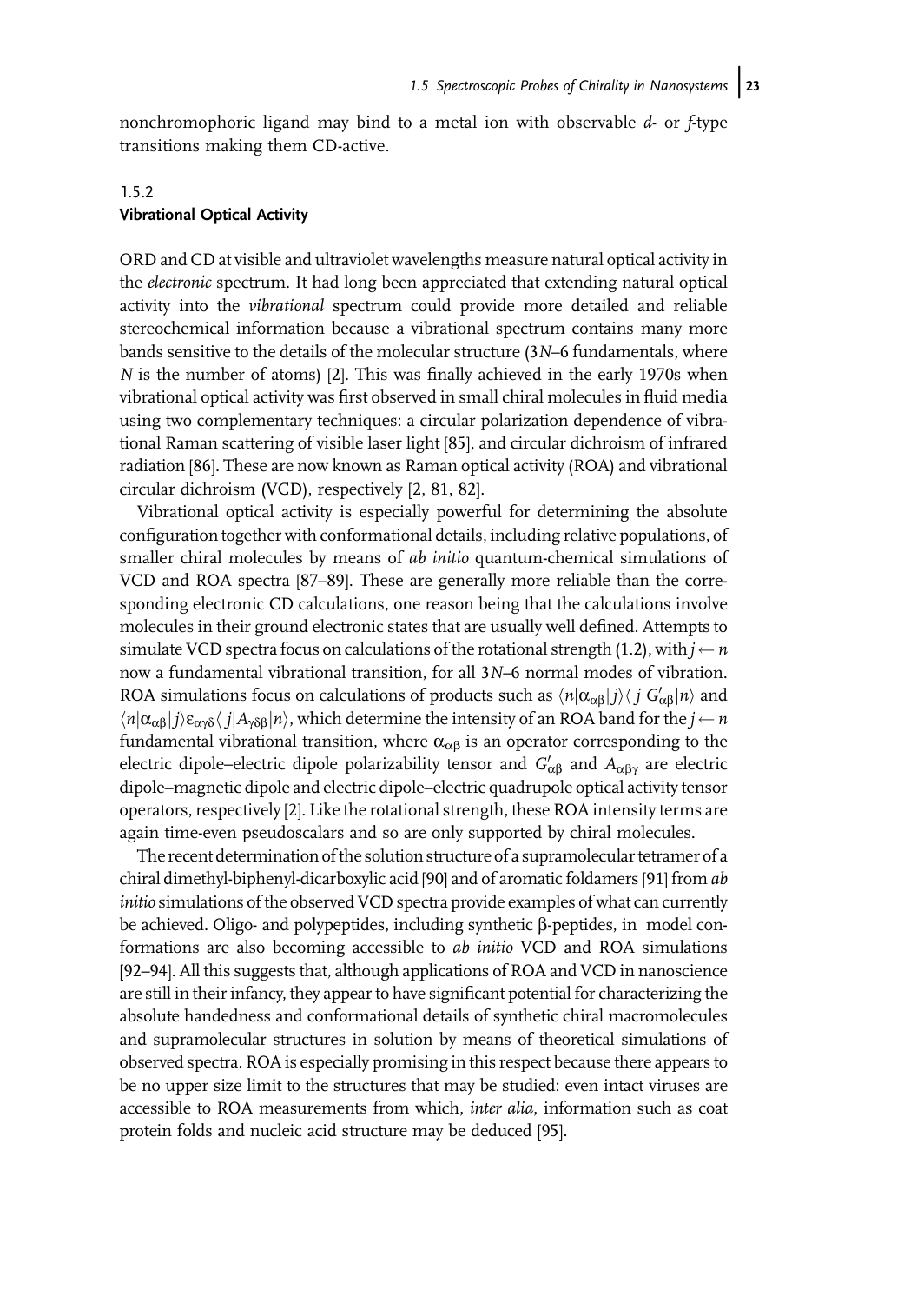nonchromophoric ligand may bind to a metal ion with observable *d*- or *f*-type transitions making them CD-active.

### 1.5.2 Vibrational Optical Activity

ORD and CD at visible and ultraviolet wavelengths measure natural optical activity in the *electronic* spectrum. It had long been appreciated that extending natural optical activity into the *vibrational* spectrum could provide more detailed and reliable stereochemical information because a vibrational spectrum contains many more bands sensitive to the details of the molecular structure ($3N$–6 fundamentals, where $N$ is the number of atoms) [2]. This was finally achieved in the early 1970s when vibrational optical activity was first observed in small chiral molecules in fluid media using two complementary techniques: a circular polarization dependence of vibrational Raman scattering of visible laser light [85], and circular dichroism of infrared radiation [86]. These are now known as Raman optical activity (ROA) and vibrational circular dichroism (VCD), respectively [2, 81, 82].

Vibrational optical activity is especially powerful for determining the absolute configuration together with conformational details, including relative populations, of smaller chiral molecules by means of *ab initio* quantum-chemical simulations of VCD and ROA spectra [87–89]. These are generally more reliable than the corresponding electronic CD calculations, one reason being that the calculations involve molecules in their ground electronic states that are usually well defined. Attempts to simulate VCD spectra focus on calculations of the rotational strength (1.2), with $j \leftarrow n$ now a fundamental vibrational transition, for all $3N$–6 normal modes of vibration. ROA simulations focus on calculations of products such as $\langle n|\alpha_{\alpha\beta}|j\rangle\langle j|G'_{\alpha\beta}|n\rangle$ and $\langle n|\alpha_{\alpha\beta}|j\rangle\varepsilon_{\alpha\gamma\delta}\langle j|A_{\gamma\delta\beta}|n\rangle$, which determine the intensity of an ROA band for the $j \leftarrow n$ fundamental vibrational transition, where $\alpha_{\alpha\beta}$ is an operator corresponding to the electric dipole–electric dipole polarizability tensor and $G'_{\alpha\beta}$ and $A_{\alpha\beta\gamma}$ are electric dipole–magnetic dipole and electric dipole–electric quadrupole optical activity tensor operators, respectively [2]. Like the rotational strength, these ROA intensity terms are again time-even pseudoscalars and so are only supported by chiral molecules.

The recent determination of the solution structure of a supramolecular tetramer of a chiral dimethyl-biphenyl-dicarboxylic acid [90] and of aromatic foldamers [91] from *ab initio* simulations of the observed VCD spectra provide examples of what can currently be achieved. Oligo- and polypeptides, including synthetic β-peptides, in model conformations are also becoming accessible to *ab initio* VCD and ROA simulations [92–94]. All this suggests that, although applications of ROA and VCD in nanoscience are still in their infancy, they appear to have significant potential for characterizing the absolute handedness and conformational details of synthetic chiral macromolecules and supramolecular structures in solution by means of theoretical simulations of observed spectra. ROA is especially promising in this respect because there appears to be no upper size limit to the structures that may be studied: even intact viruses are accessible to ROA measurements from which, *inter alia*, information such as coat protein folds and nucleic acid structure may be deduced [95].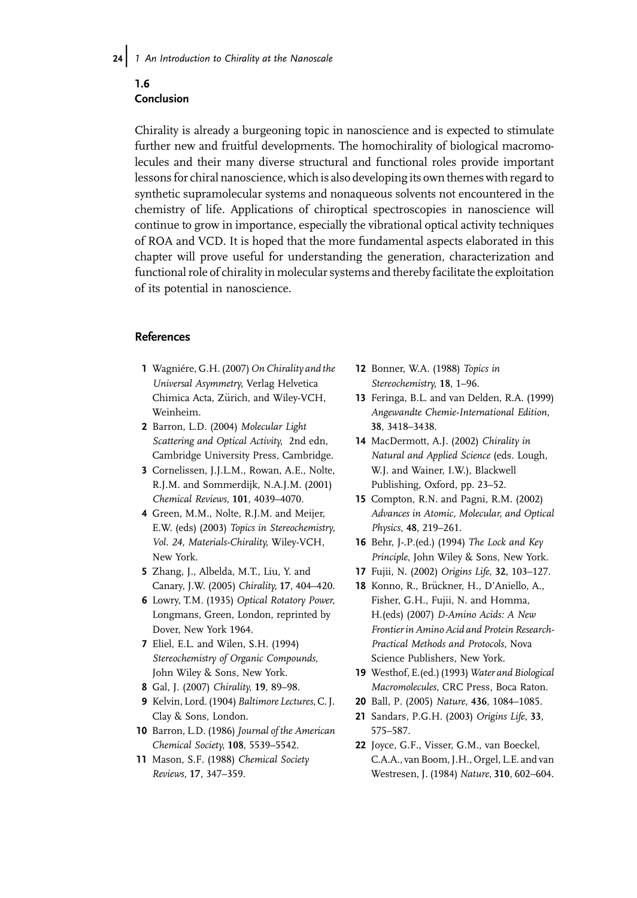## 1.6 Conclusion

Chirality is already a burgeoning topic in nanoscience and is expected to stimulate further new and fruitful developments. The homochirality of biological macromolecules and their many diverse structural and functional roles provide important lessons for chiral nanoscience, which is also developing its own themes with regard to synthetic supramolecular systems and nonaqueous solvents not encountered in the chemistry of life. Applications of chiroptical spectroscopies in nanoscience will continue to grow in importance, especially the vibrational optical activity techniques of ROA and VCD. It is hoped that the more fundamental aspects elaborated in this chapter will prove useful for understanding the generation, characterization and functional role of chirality in molecular systems and thereby facilitate the exploitation of its potential in nanoscience.

## References

1. Wagniére, G.H. (2007) *On Chirality and the Universal Asymmetry*, Verlag Helvetica Chimica Acta, Zürich, and Wiley-VCH, Weinheim.
2. Barron, L.D. (2004) *Molecular Light Scattering and Optical Activity*, 2nd edn, Cambridge University Press, Cambridge.
3. Cornelissen, J.J.L.M., Rowan, A.E., Nolte, R.J.M. and Sommerdijk, N.A.J.M. (2001) *Chemical Reviews*, **101**, 4039–4070.
4. Green, M.M., Nolte, R.J.M. and Meijer, E.W. (eds) (2003) *Topics in Stereochemistry, Vol. 24, Materials-Chirality*, Wiley-VCH, New York.
5. Zhang, J., Albelda, M.T., Liu, Y. and Canary, J.W. (2005) *Chirality*, **17**, 404–420.
6. Lowry, T.M. (1935) *Optical Rotatory Power*, Longmans, Green, London, reprinted by Dover, New York 1964.
7. Eliel, E.L. and Wilen, S.H. (1994) *Stereochemistry of Organic Compounds*, John Wiley & Sons, New York.
8. Gal, J. (2007) *Chirality*, **19**, 89–98.
9. Kelvin, Lord. (1904) *Baltimore Lectures*, C. J. Clay & Sons, London.
10. Barron, L.D. (1986) *Journal of the American Chemical Society*, **108**, 5539–5542.
11. Mason, S.F. (1988) *Chemical Society Reviews*, **17**, 347–359.
12. Bonner, W.A. (1988) *Topics in Stereochemistry*, **18**, 1–96.
13. Feringa, B.L. and van Delden, R.A. (1999) *Angewandte Chemie-International Edition*, **38**, 3418–3438.
14. MacDermott, A.J. (2002) *Chirality in Natural and Applied Science* (eds. Lough, W.J. and Wainer, I.W.), Blackwell Publishing, Oxford, pp. 23–52.
15. Compton, R.N. and Pagni, R.M. (2002) *Advances in Atomic, Molecular, and Optical Physics*, **48**, 219–261.
16. Behr, J-.P.(ed.) (1994) *The Lock and Key Principle*, John Wiley & Sons, New York.
17. Fujii, N. (2002) *Origins Life*, **32**, 103–127.
18. Konno, R., Brückner, H., D'Aniello, A., Fisher, G.H., Fujii, N. and Homma, H.(eds) (2007) *D-Amino Acids: A New Frontier in Amino Acid and Protein Research-Practical Methods and Protocols*, Nova Science Publishers, New York.
19. Westhof, E.(ed.) (1993) *Water and Biological Macromolecules*, CRC Press, Boca Raton.
20. Ball, P. (2005) *Nature*, **436**, 1084–1085.
21. Sandars, P.G.H. (2003) *Origins Life*, **33**, 575–587.
22. Joyce, G.F., Visser, G.M., van Boeckel, C.A.A., van Boom, J.H., Orgel, L.E. and van Westresen, J. (1984) *Nature*, **310**, 602–604.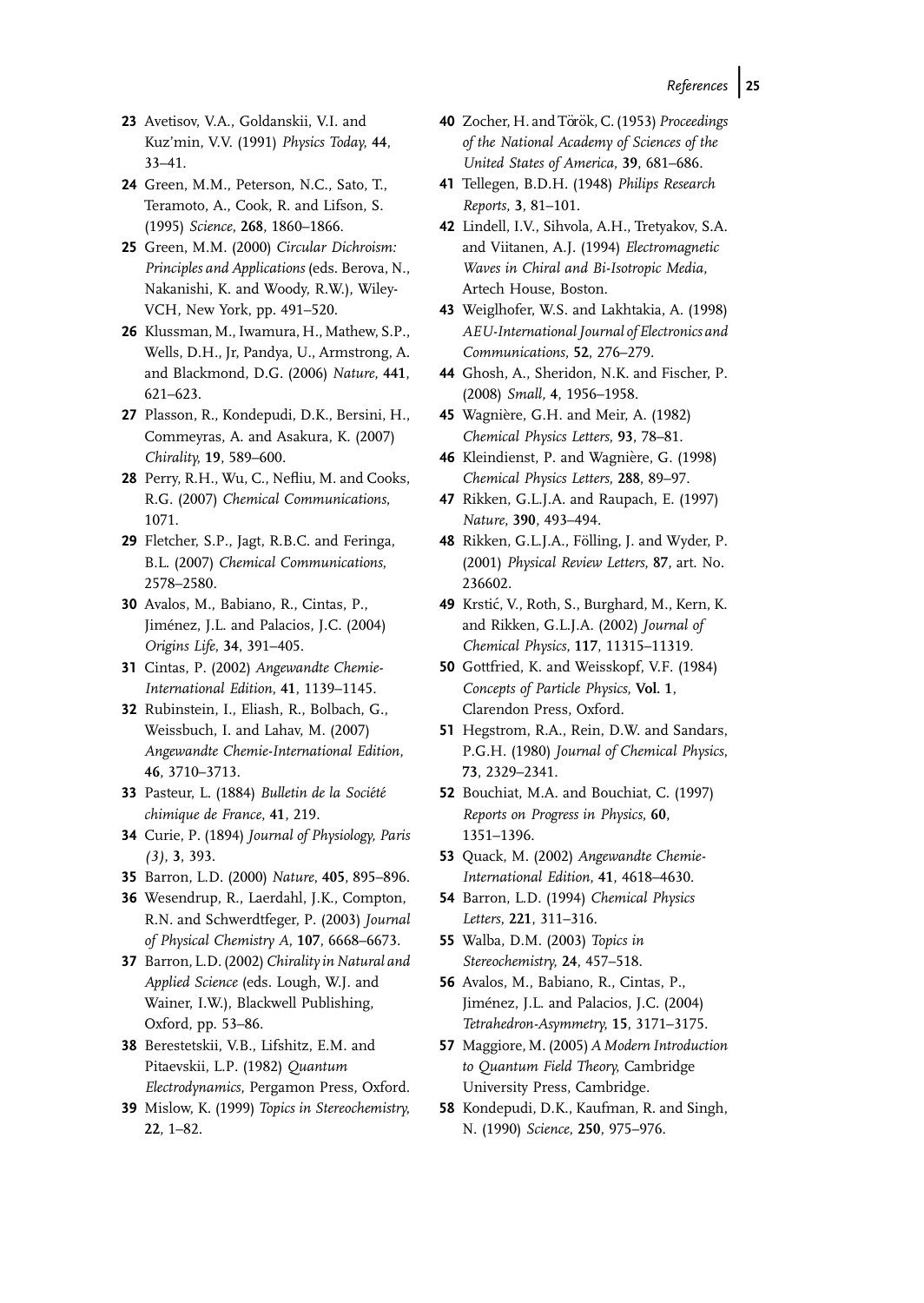23 Avetisov, V.A., Goldanskii, V.I. and Kuz'min, V.V. (1991) *Physics Today*, **44**, 33–41.

24 Green, M.M., Peterson, N.C., Sato, T., Teramoto, A., Cook, R. and Lifson, S. (1995) *Science*, **268**, 1860–1866.

25 Green, M.M. (2000) *Circular Dichroism: Principles and Applications* (eds. Berova, N., Nakanishi, K. and Woody, R.W.), Wiley-VCH, New York, pp. 491–520.

26 Klussman, M., Iwamura, H., Mathew, S.P., Wells, D.H., Jr, Pandya, U., Armstrong, A. and Blackmond, D.G. (2006) *Nature*, **441**, 621–623.

27 Plasson, R., Kondepudi, D.K., Bersini, H., Commeyras, A. and Asakura, K. (2007) *Chirality*, **19**, 589–600.

28 Perry, R.H., Wu, C., Nefliu, M. and Cooks, R.G. (2007) *Chemical Communications*, 1071.

29 Fletcher, S.P., Jagt, R.B.C. and Feringa, B.L. (2007) *Chemical Communications*, 2578–2580.

30 Avalos, M., Babiano, R., Cintas, P., Jiménez, J.L. and Palacios, J.C. (2004) *Origins Life*, **34**, 391–405.

31 Cintas, P. (2002) *Angewandte Chemie-International Edition*, **41**, 1139–1145.

32 Rubinstein, I., Eliash, R., Bolbach, G., Weissbuch, I. and Lahav, M. (2007) *Angewandte Chemie-International Edition*, **46**, 3710–3713.

33 Pasteur, L. (1884) *Bulletin de la Société chimique de France*, **41**, 219.

34 Curie, P. (1894) *Journal of Physiology, Paris (3)*, **3**, 393.

35 Barron, L.D. (2000) *Nature*, **405**, 895–896.

36 Wesendrup, R., Laerdahl, J.K., Compton, R.N. and Schwerdtfeger, P. (2003) *Journal of Physical Chemistry A*, **107**, 6668–6673.

37 Barron, L.D. (2002) *Chirality in Natural and Applied Science* (eds. Lough, W.J. and Wainer, I.W.), Blackwell Publishing, Oxford, pp. 53–86.

38 Berestetskii, V.B., Lifshitz, E.M. and Pitaevskii, L.P. (1982) *Quantum Electrodynamics*, Pergamon Press, Oxford.

39 Mislow, K. (1999) *Topics in Stereochemistry*, **22**, 1–82.

40 Zocher, H. and Török, C. (1953) *Proceedings of the National Academy of Sciences of the United States of America*, **39**, 681–686.

41 Tellegen, B.D.H. (1948) *Philips Research Reports*, **3**, 81–101.

42 Lindell, I.V., Sihvola, A.H., Tretyakov, S.A. and Viitanen, A.J. (1994) *Electromagnetic Waves in Chiral and Bi-Isotropic Media*, Artech House, Boston.

43 Weiglhofer, W.S. and Lakhtakia, A. (1998) *AEU-International Journal of Electronics and Communications*, **52**, 276–279.

44 Ghosh, A., Sheridon, N.K. and Fischer, P. (2008) *Small*, **4**, 1956–1958.

45 Wagnière, G.H. and Meir, A. (1982) *Chemical Physics Letters*, **93**, 78–81.

46 Kleindienst, P. and Wagnière, G. (1998) *Chemical Physics Letters*, **288**, 89–97.

47 Rikken, G.L.J.A. and Raupach, E. (1997) *Nature*, **390**, 493–494.

48 Rikken, G.L.J.A., Fölling, J. and Wyder, P. (2001) *Physical Review Letters*, **87**, art. No. 236602.

49 Krstić, V., Roth, S., Burghard, M., Kern, K. and Rikken, G.L.J.A. (2002) *Journal of Chemical Physics*, **117**, 11315–11319.

50 Gottfried, K. and Weisskopf, V.F. (1984) *Concepts of Particle Physics*, **Vol. 1**, Clarendon Press, Oxford.

51 Hegstrom, R.A., Rein, D.W. and Sandars, P.G.H. (1980) *Journal of Chemical Physics*, **73**, 2329–2341.

52 Bouchiat, M.A. and Bouchiat, C. (1997) *Reports on Progress in Physics*, **60**, 1351–1396.

53 Quack, M. (2002) *Angewandte Chemie-International Edition*, **41**, 4618–4630.

54 Barron, L.D. (1994) *Chemical Physics Letters*, **221**, 311–316.

55 Walba, D.M. (2003) *Topics in Stereochemistry*, **24**, 457–518.

56 Avalos, M., Babiano, R., Cintas, P., Jiménez, J.L. and Palacios, J.C. (2004) *Tetrahedron-Asymmetry*, **15**, 3171–3175.

57 Maggiore, M. (2005) *A Modern Introduction to Quantum Field Theory*, Cambridge University Press, Cambridge.

58 Kondepudi, D.K., Kaufman, R. and Singh, N. (1990) *Science*, **250**, 975–976.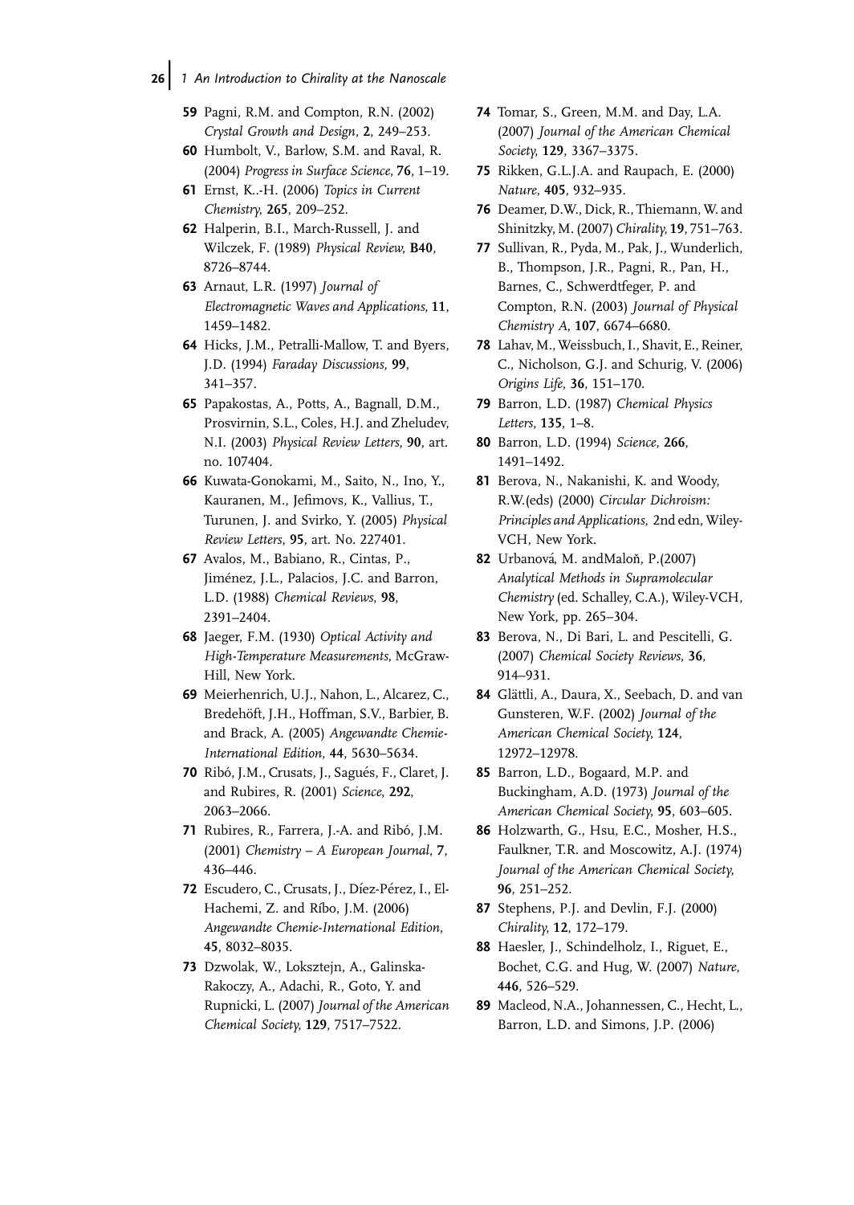59 Pagni, R.M. and Compton, R.N. (2002) *Crystal Growth and Design*, **2**, 249–253.

60 Humbolt, V., Barlow, S.M. and Raval, R. (2004) *Progress in Surface Science*, **76**, 1–19.

61 Ernst, K..-H. (2006) *Topics in Current Chemistry*, **265**, 209–252.

62 Halperin, B.I., March-Russell, J. and Wilczek, F. (1989) *Physical Review*, **B40**, 8726–8744.

63 Arnaut, L.R. (1997) *Journal of Electromagnetic Waves and Applications*, **11**, 1459–1482.

64 Hicks, J.M., Petralli-Mallow, T. and Byers, J.D. (1994) *Faraday Discussions*, **99**, 341–357.

65 Papakostas, A., Potts, A., Bagnall, D.M., Prosvirnin, S.L., Coles, H.J. and Zheludev, N.I. (2003) *Physical Review Letters*, **90**, art. no. 107404.

66 Kuwata-Gonokami, M., Saito, N., Ino, Y., Kauranen, M., Jefimovs, K., Vallius, T., Turunen, J. and Svirko, Y. (2005) *Physical Review Letters*, **95**, art. No. 227401.

67 Avalos, M., Babiano, R., Cintas, P., Jiménez, J.L., Palacios, J.C. and Barron, L.D. (1988) *Chemical Reviews*, **98**, 2391–2404.

68 Jaeger, F.M. (1930) *Optical Activity and High-Temperature Measurements*, McGraw-Hill, New York.

69 Meierhenrich, U.J., Nahon, L., Alcarez, C., Bredehöft, J.H., Hoffman, S.V., Barbier, B. and Brack, A. (2005) *Angewandte Chemie-International Edition*, **44**, 5630–5634.

70 Ribó, J.M., Crusats, J., Sagués, F., Claret, J. and Rubires, R. (2001) *Science*, **292**, 2063–2066.

71 Rubires, R., Farrera, J.-A. and Ribó, J.M. (2001) *Chemistry – A European Journal*, **7**, 436–446.

72 Escudero, C., Crusats, J., Díez-Pérez, I., El-Hachemi, Z. and Ríbo, J.M. (2006) *Angewandte Chemie-International Edition*, **45**, 8032–8035.

73 Dzwolak, W., Loksztejn, A., Galinska-Rakoczy, A., Adachi, R., Goto, Y. and Rupnicki, L. (2007) *Journal of the American Chemical Society*, **129**, 7517–7522.

74 Tomar, S., Green, M.M. and Day, L.A. (2007) *Journal of the American Chemical Society*, **129**, 3367–3375.

75 Rikken, G.L.J.A. and Raupach, E. (2000) *Nature*, **405**, 932–935.

76 Deamer, D.W., Dick, R., Thiemann, W. and Shinitzky, M. (2007) *Chirality*, **19**, 751–763.

77 Sullivan, R., Pyda, M., Pak, J., Wunderlich, B., Thompson, J.R., Pagni, R., Pan, H., Barnes, C., Schwerdtfeger, P. and Compton, R.N. (2003) *Journal of Physical Chemistry A*, **107**, 6674–6680.

78 Lahav, M., Weissbuch, I., Shavit, E., Reiner, C., Nicholson, G.J. and Schurig, V. (2006) *Origins Life*, **36**, 151–170.

79 Barron, L.D. (1987) *Chemical Physics Letters*, **135**, 1–8.

80 Barron, L.D. (1994) *Science*, **266**, 1491–1492.

81 Berova, N., Nakanishi, K. and Woody, R.W.(eds) (2000) *Circular Dichroism: Principles and Applications*, 2nd edn, Wiley-VCH, New York.

82 Urbanová, M. andMaloň, P.(2007) *Analytical Methods in Supramolecular Chemistry* (ed. Schalley, C.A.), Wiley-VCH, New York, pp. 265–304.

83 Berova, N., Di Bari, L. and Pescitelli, G. (2007) *Chemical Society Reviews*, **36**, 914–931.

84 Glättli, A., Daura, X., Seebach, D. and van Gunsteren, W.F. (2002) *Journal of the American Chemical Society*, **124**, 12972–12978.

85 Barron, L.D., Bogaard, M.P. and Buckingham, A.D. (1973) *Journal of the American Chemical Society*, **95**, 603–605.

86 Holzwarth, G., Hsu, E.C., Mosher, H.S., Faulkner, T.R. and Moscowitz, A.J. (1974) *Journal of the American Chemical Society*, **96**, 251–252.

87 Stephens, P.J. and Devlin, F.J. (2000) *Chirality*, **12**, 172–179.

88 Haesler, J., Schindelholz, I., Riguet, E., Bochet, C.G. and Hug, W. (2007) *Nature*, **446**, 526–529.

89 Macleod, N.A., Johannessen, C., Hecht, L., Barron, L.D. and Simons, J.P. (2006)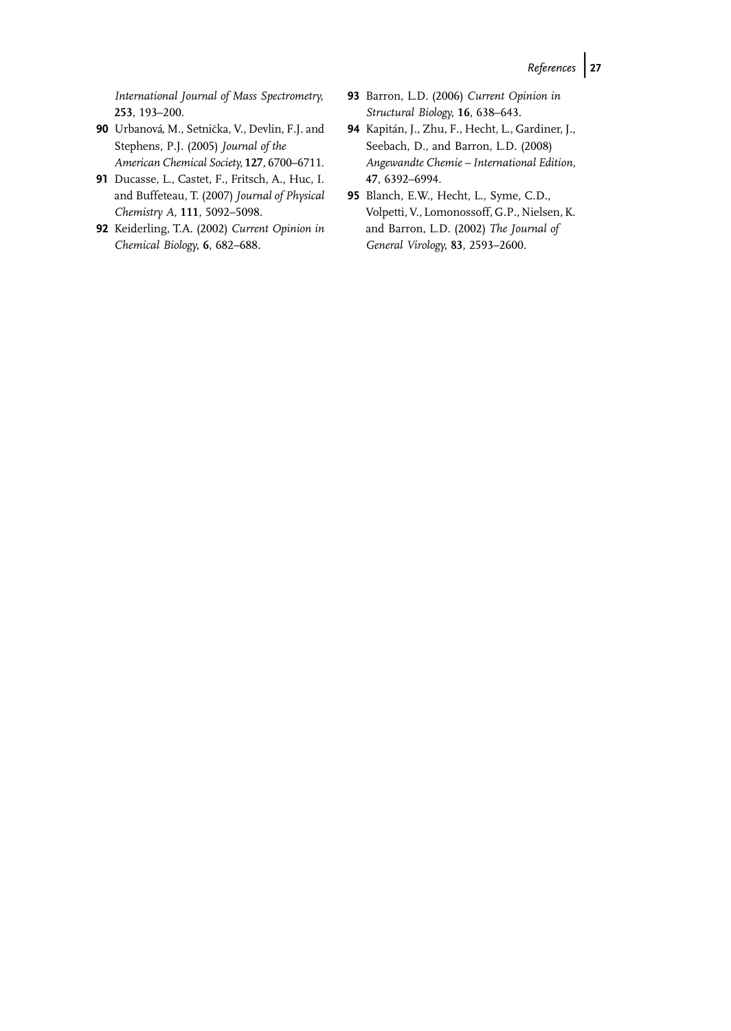*International Journal of Mass Spectrometry*, **253**, 193–200.

**90** Urbanová, M., Setnička, V., Devlin, F.J. and Stephens, P.J. (2005) *Journal of the American Chemical Society*, **127**, 6700–6711.

**91** Ducasse, L., Castet, F., Fritsch, A., Huc, I. and Buffeteau, T. (2007) *Journal of Physical Chemistry A*, **111**, 5092–5098.

**92** Keiderling, T.A. (2002) *Current Opinion in Chemical Biology*, **6**, 682–688.

**93** Barron, L.D. (2006) *Current Opinion in Structural Biology*, **16**, 638–643.

**94** Kapitán, J., Zhu, F., Hecht, L., Gardiner, J., Seebach, D., and Barron, L.D. (2008) *Angewandte Chemie – International Edition*, **47**, 6392–6994.

**95** Blanch, E.W., Hecht, L., Syme, C.D., Volpetti, V., Lomonossoff, G.P., Nielsen, K. and Barron, L.D. (2002) *The Journal of General Virology*, **83**, 2593–2600.